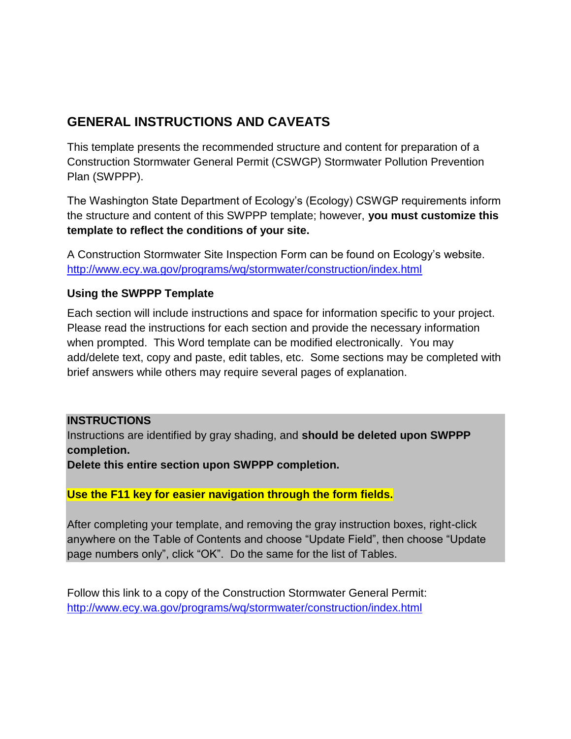## GENERAL INSTRUCTIONS AND CAVEATS

This template presents the recommended structure and content for preparation of a Construction Stormwater General Permit (CSWGP) Stormwater Pollution Prevention Plan (SWPPP).

The Washington State Department of Ecology's (Ecology) CSWGP requirements inform the structure and content of this SWPPP template; however, **you must customize this template to reflect the conditions of your site.**

A Construction Stormwater Site Inspection Form can be found on Ecology's website. http://www.ecy.wa.gov/programs/wq/stormwater/construction/index.html

### Using the SWPPP Template

Each section will include instructions and space for information specific to your project. Please read the instructions for each section and provide the necessary information when prompted. This Word template can be modified electronically. You may add/delete text, copy and paste, edit tables, etc. Some sections may be completed with brief answers while others may require several pages of explanation.

**INSTRUCTIONS**
Instructions are identified by gray shading, and **should be deleted upon SWPPP completion.**
**Delete this entire section upon SWPPP completion.**

**Use the F11 key for easier navigation through the form fields.**

After completing your template, and removing the gray instruction boxes, right-click anywhere on the Table of Contents and choose "Update Field", then choose "Update page numbers only", click "OK". Do the same for the list of Tables.

Follow this link to a copy of the Construction Stormwater General Permit: http://www.ecy.wa.gov/programs/wq/stormwater/construction/index.html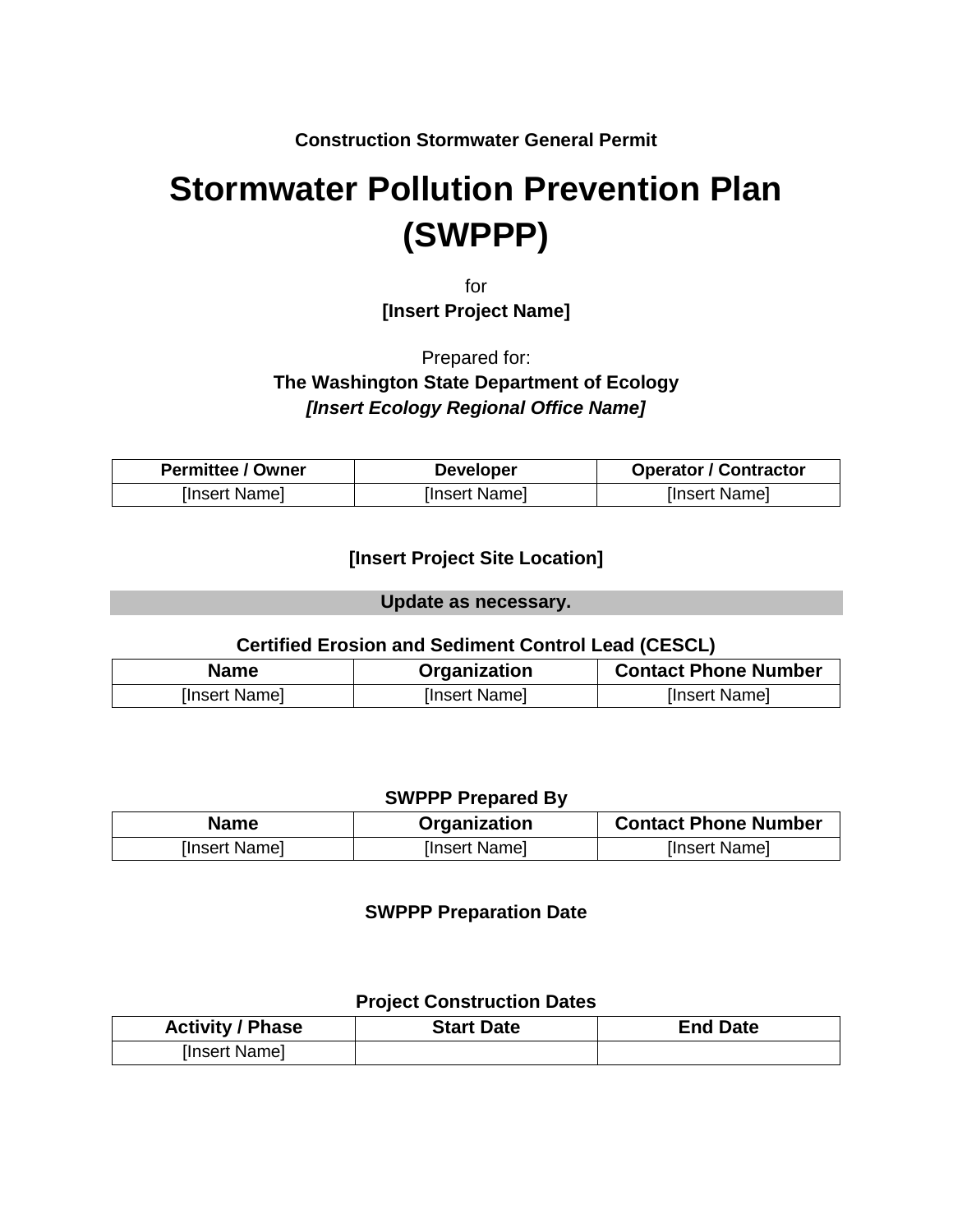**Construction Stormwater General Permit**

# Stormwater Pollution Prevention Plan (SWPPP)

for

**[Insert Project Name]**

Prepared for:

**The Washington State Department of Ecology**

***[Insert Ecology Regional Office Name]***

| Permittee / Owner | Developer | Operator / Contractor |
|---|---|---|
| [Insert Name] | [Insert Name] | [Insert Name] |

**[Insert Project Site Location]**

**Update as necessary.**

**Certified Erosion and Sediment Control Lead (CESCL)**

| Name | Organization | Contact Phone Number |
|---|---|---|
| [Insert Name] | [Insert Name] | [Insert Name] |

**SWPPP Prepared By**

| Name | Organization | Contact Phone Number |
|---|---|---|
| [Insert Name] | [Insert Name] | [Insert Name] |

**SWPPP Preparation Date**

**Project Construction Dates**

| Activity / Phase | Start Date | End Date |
|---|---|---|
| [Insert Name] | | |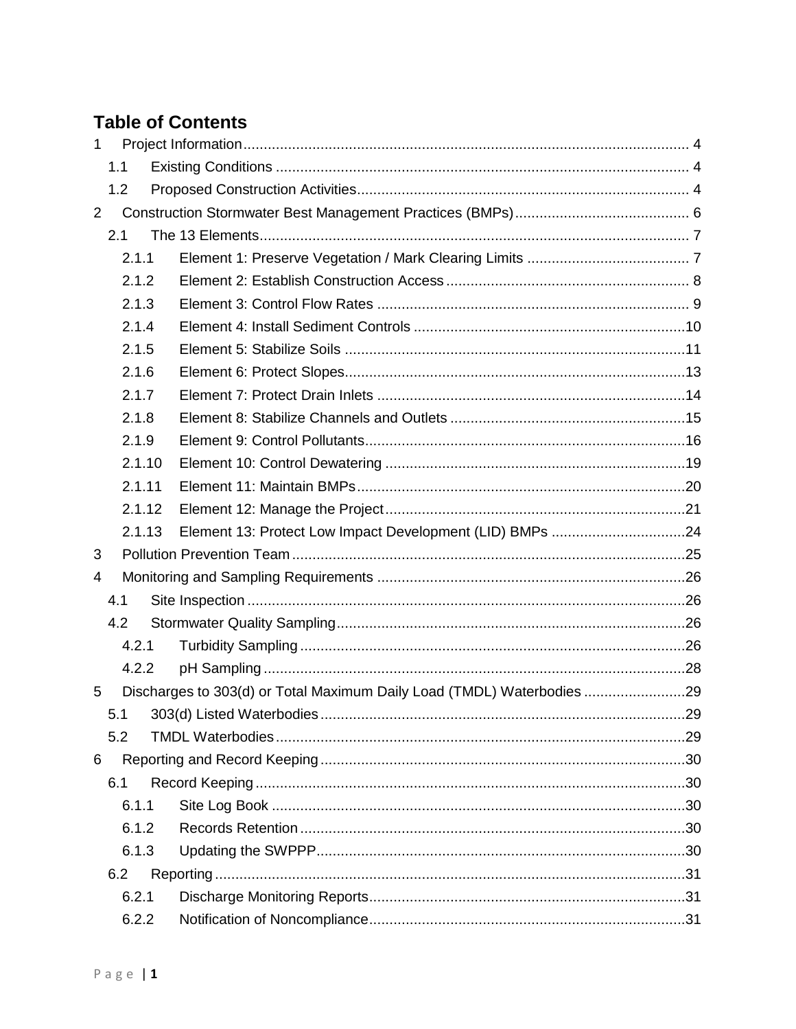# Table of Contents

1 Project Information ... 4
  1.1 Existing Conditions ... 4
  1.2 Proposed Construction Activities ... 4
2 Construction Stormwater Best Management Practices (BMPs) ... 6
  2.1 The 13 Elements ... 7
    2.1.1 Element 1: Preserve Vegetation / Mark Clearing Limits ... 7
    2.1.2 Element 2: Establish Construction Access ... 8
    2.1.3 Element 3: Control Flow Rates ... 9
    2.1.4 Element 4: Install Sediment Controls ... 10
    2.1.5 Element 5: Stabilize Soils ... 11
    2.1.6 Element 6: Protect Slopes ... 13
    2.1.7 Element 7: Protect Drain Inlets ... 14
    2.1.8 Element 8: Stabilize Channels and Outlets ... 15
    2.1.9 Element 9: Control Pollutants ... 16
    2.1.10 Element 10: Control Dewatering ... 19
    2.1.11 Element 11: Maintain BMPs ... 20
    2.1.12 Element 12: Manage the Project ... 21
    2.1.13 Element 13: Protect Low Impact Development (LID) BMPs ... 24
3 Pollution Prevention Team ... 25
4 Monitoring and Sampling Requirements ... 26
  4.1 Site Inspection ... 26
  4.2 Stormwater Quality Sampling ... 26
    4.2.1 Turbidity Sampling ... 26
    4.2.2 pH Sampling ... 28
5 Discharges to 303(d) or Total Maximum Daily Load (TMDL) Waterbodies ... 29
  5.1 303(d) Listed Waterbodies ... 29
  5.2 TMDL Waterbodies ... 29
6 Reporting and Record Keeping ... 30
  6.1 Record Keeping ... 30
    6.1.1 Site Log Book ... 30
    6.1.2 Records Retention ... 30
    6.1.3 Updating the SWPPP ... 30
  6.2 Reporting ... 31
    6.2.1 Discharge Monitoring Reports ... 31
    6.2.2 Notification of Noncompliance ... 31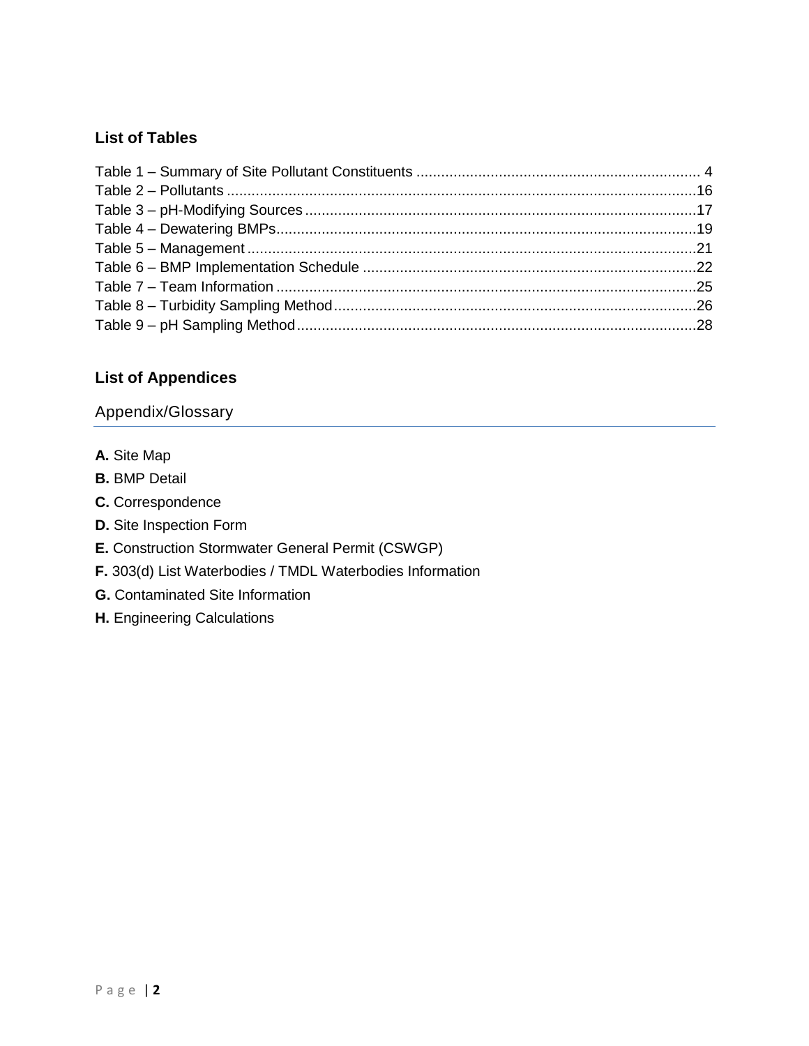## List of Tables

Table 1 – Summary of Site Pollutant Constituents ..................................................................... 4
Table 2 – Pollutants ..................................................................................................................16
Table 3 – pH-Modifying Sources ...............................................................................................17
Table 4 – Dewatering BMPs......................................................................................................19
Table 5 – Management .............................................................................................................21
Table 6 – BMP Implementation Schedule .................................................................................22
Table 7 – Team Information ......................................................................................................25
Table 8 – Turbidity Sampling Method........................................................................................26
Table 9 – pH Sampling Method.................................................................................................28

## List of Appendices

### Appendix/Glossary

**A.** Site Map

**B.** BMP Detail

**C.** Correspondence

**D.** Site Inspection Form

**E.** Construction Stormwater General Permit (CSWGP)

**F.** 303(d) List Waterbodies / TMDL Waterbodies Information

**G.** Contaminated Site Information

**H.** Engineering Calculations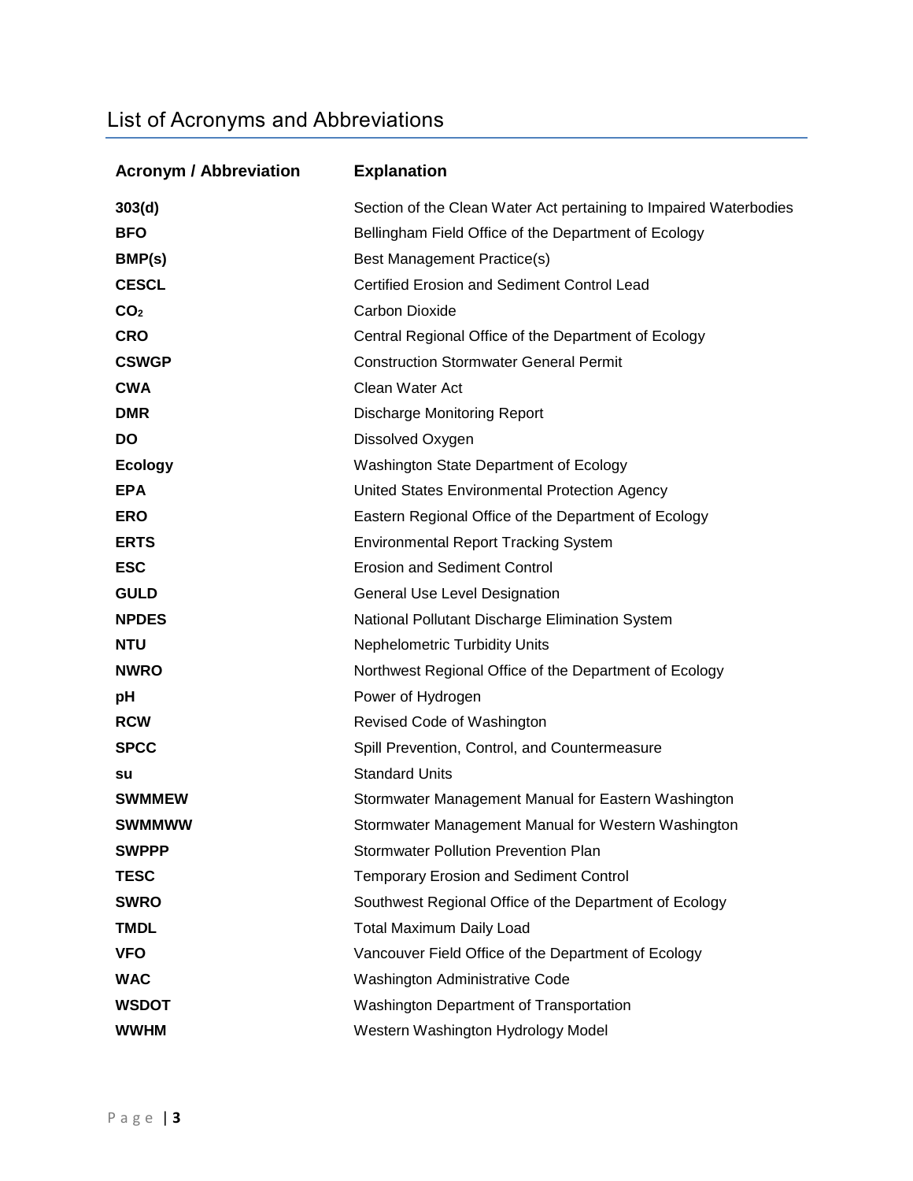## List of Acronyms and Abbreviations

| Acronym / Abbreviation | Explanation |
|---|---|
| **303(d)** | Section of the Clean Water Act pertaining to Impaired Waterbodies |
| **BFO** | Bellingham Field Office of the Department of Ecology |
| **BMP(s)** | Best Management Practice(s) |
| **CESCL** | Certified Erosion and Sediment Control Lead |
| **$CO_2$** | Carbon Dioxide |
| **CRO** | Central Regional Office of the Department of Ecology |
| **CSWGP** | Construction Stormwater General Permit |
| **CWA** | Clean Water Act |
| **DMR** | Discharge Monitoring Report |
| **DO** | Dissolved Oxygen |
| **Ecology** | Washington State Department of Ecology |
| **EPA** | United States Environmental Protection Agency |
| **ERO** | Eastern Regional Office of the Department of Ecology |
| **ERTS** | Environmental Report Tracking System |
| **ESC** | Erosion and Sediment Control |
| **GULD** | General Use Level Designation |
| **NPDES** | National Pollutant Discharge Elimination System |
| **NTU** | Nephelometric Turbidity Units |
| **NWRO** | Northwest Regional Office of the Department of Ecology |
| **pH** | Power of Hydrogen |
| **RCW** | Revised Code of Washington |
| **SPCC** | Spill Prevention, Control, and Countermeasure |
| **su** | Standard Units |
| **SWMMEW** | Stormwater Management Manual for Eastern Washington |
| **SWMMWW** | Stormwater Management Manual for Western Washington |
| **SWPPP** | Stormwater Pollution Prevention Plan |
| **TESC** | Temporary Erosion and Sediment Control |
| **SWRO** | Southwest Regional Office of the Department of Ecology |
| **TMDL** | Total Maximum Daily Load |
| **VFO** | Vancouver Field Office of the Department of Ecology |
| **WAC** | Washington Administrative Code |
| **WSDOT** | Washington Department of Transportation |
| **WWHM** | Western Washington Hydrology Model |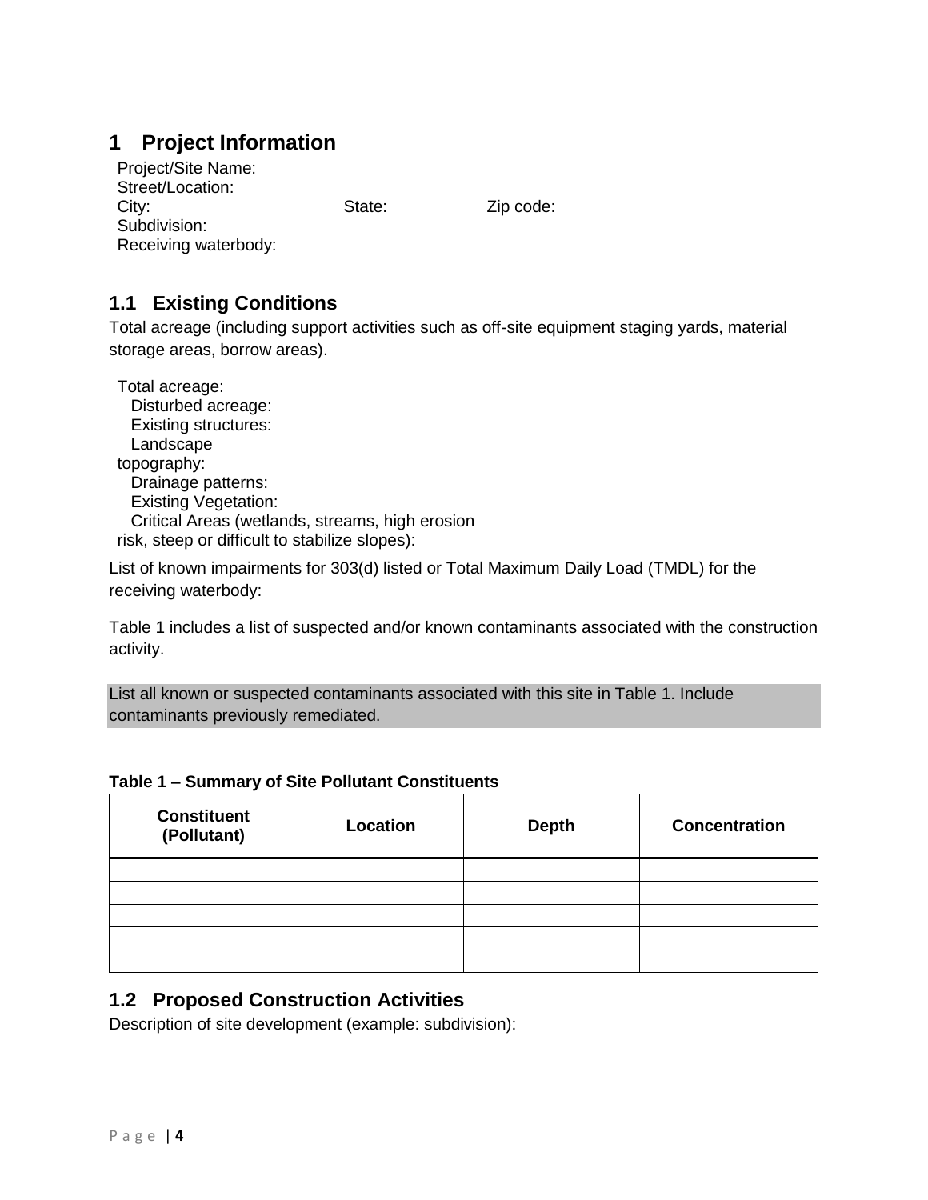# 1 Project Information

Project/Site Name:
Street/Location:
City: State: Zip code:
Subdivision:
Receiving waterbody:

## 1.1 Existing Conditions

Total acreage (including support activities such as off-site equipment staging yards, material storage areas, borrow areas).

Total acreage:
Disturbed acreage:
Existing structures:
Landscape topography:
Drainage patterns:
Existing Vegetation:
Critical Areas (wetlands, streams, high erosion risk, steep or difficult to stabilize slopes):

List of known impairments for 303(d) listed or Total Maximum Daily Load (TMDL) for the receiving waterbody:

Table 1 includes a list of suspected and/or known contaminants associated with the construction activity.

List all known or suspected contaminants associated with this site in Table 1. Include contaminants previously remediated.

**Table 1 – Summary of Site Pollutant Constituents**

| Constituent (Pollutant) | Location | Depth | Concentration |
|---|---|---|---|
| | | | |
| | | | |
| | | | |
| | | | |
| | | | |

## 1.2 Proposed Construction Activities

Description of site development (example: subdivision):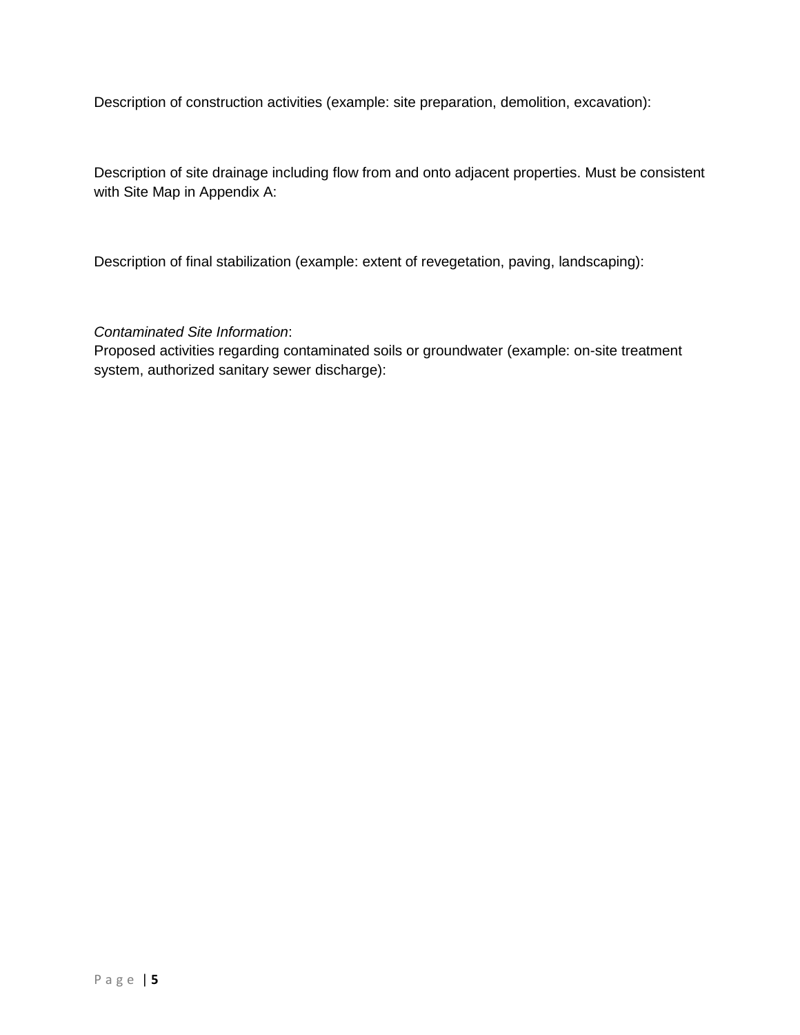Description of construction activities (example: site preparation, demolition, excavation):

Description of site drainage including flow from and onto adjacent properties. Must be consistent with Site Map in Appendix A:

Description of final stabilization (example: extent of revegetation, paving, landscaping):

*Contaminated Site Information*:
Proposed activities regarding contaminated soils or groundwater (example: on-site treatment system, authorized sanitary sewer discharge):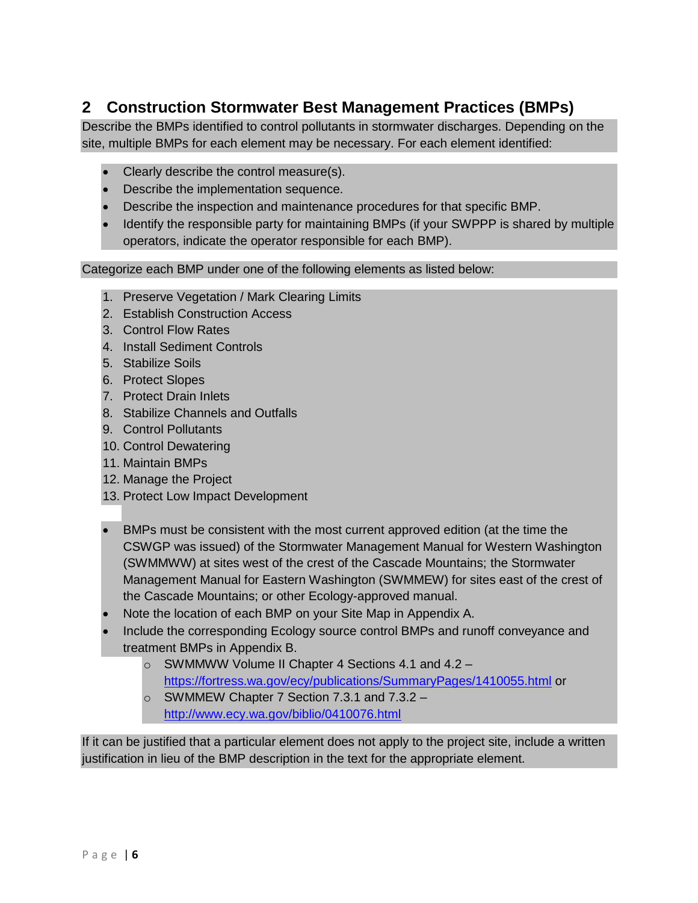## 2 Construction Stormwater Best Management Practices (BMPs)

Describe the BMPs identified to control pollutants in stormwater discharges. Depending on the site, multiple BMPs for each element may be necessary. For each element identified:

- Clearly describe the control measure(s).
- Describe the implementation sequence.
- Describe the inspection and maintenance procedures for that specific BMP.
- Identify the responsible party for maintaining BMPs (if your SWPPP is shared by multiple operators, indicate the operator responsible for each BMP).

Categorize each BMP under one of the following elements as listed below:

1. Preserve Vegetation / Mark Clearing Limits
2. Establish Construction Access
3. Control Flow Rates
4. Install Sediment Controls
5. Stabilize Soils
6. Protect Slopes
7. Protect Drain Inlets
8. Stabilize Channels and Outfalls
9. Control Pollutants
10. Control Dewatering
11. Maintain BMPs
12. Manage the Project
13. Protect Low Impact Development

- BMPs must be consistent with the most current approved edition (at the time the CSWGP was issued) of the Stormwater Management Manual for Western Washington (SWMMWW) at sites west of the crest of the Cascade Mountains; the Stormwater Management Manual for Eastern Washington (SWMMEW) for sites east of the crest of the Cascade Mountains; or other Ecology-approved manual.
- Note the location of each BMP on your Site Map in Appendix A.
- Include the corresponding Ecology source control BMPs and runoff conveyance and treatment BMPs in Appendix B.
  - SWMMWW Volume II Chapter 4 Sections 4.1 and 4.2 – https://fortress.wa.gov/ecy/publications/SummaryPages/1410055.html or
  - SWMMEW Chapter 7 Section 7.3.1 and 7.3.2 – http://www.ecy.wa.gov/biblio/0410076.html

If it can be justified that a particular element does not apply to the project site, include a written justification in lieu of the BMP description in the text for the appropriate element.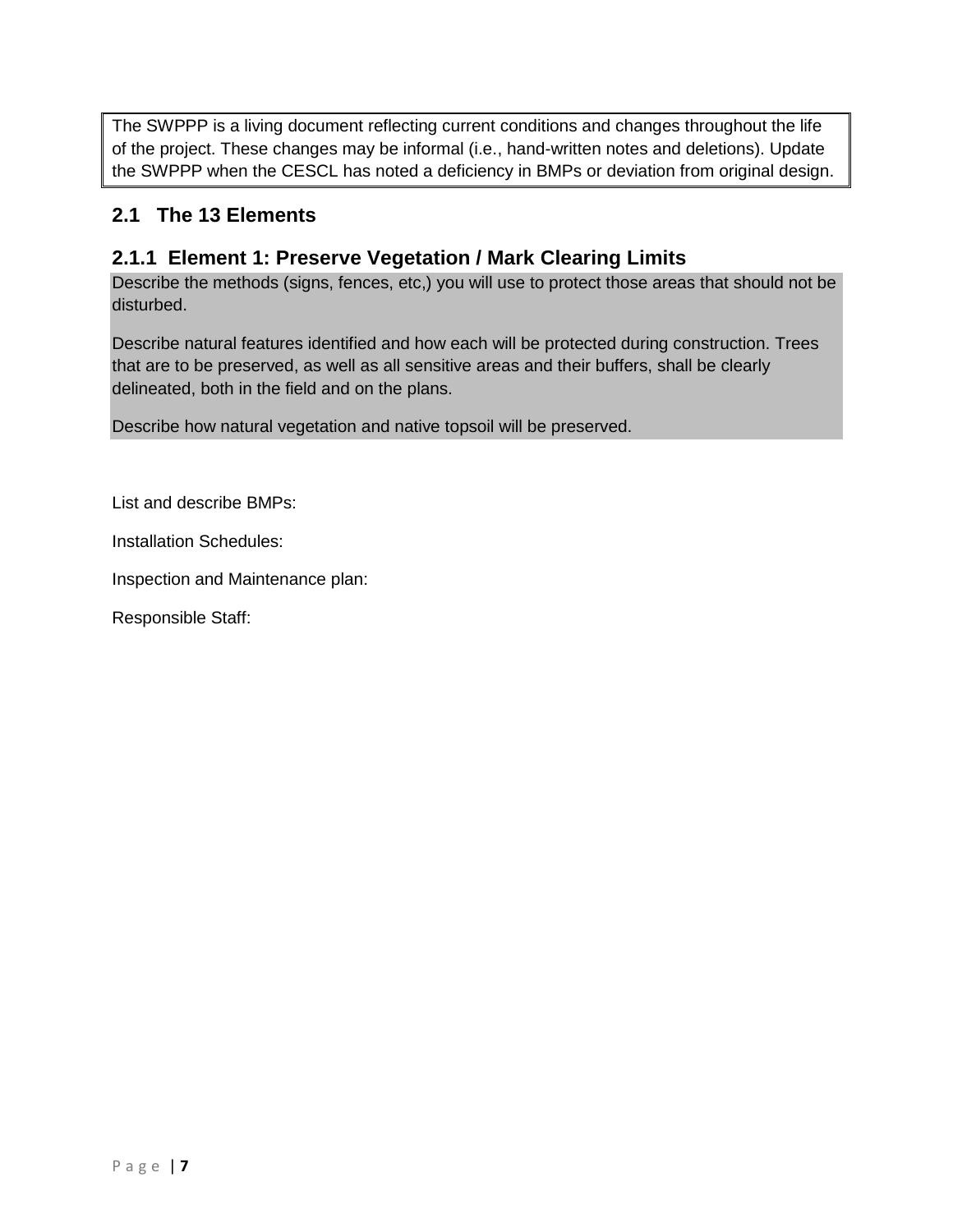> The SWPPP is a living document reflecting current conditions and changes throughout the life of the project. These changes may be informal (i.e., hand-written notes and deletions). Update the SWPPP when the CESCL has noted a deficiency in BMPs or deviation from original design.

## 2.1 The 13 Elements

### 2.1.1 Element 1: Preserve Vegetation / Mark Clearing Limits

Describe the methods (signs, fences, etc,) you will use to protect those areas that should not be disturbed.

Describe natural features identified and how each will be protected during construction. Trees that are to be preserved, as well as all sensitive areas and their buffers, shall be clearly delineated, both in the field and on the plans.

Describe how natural vegetation and native topsoil will be preserved.

List and describe BMPs:

Installation Schedules:

Inspection and Maintenance plan:

Responsible Staff: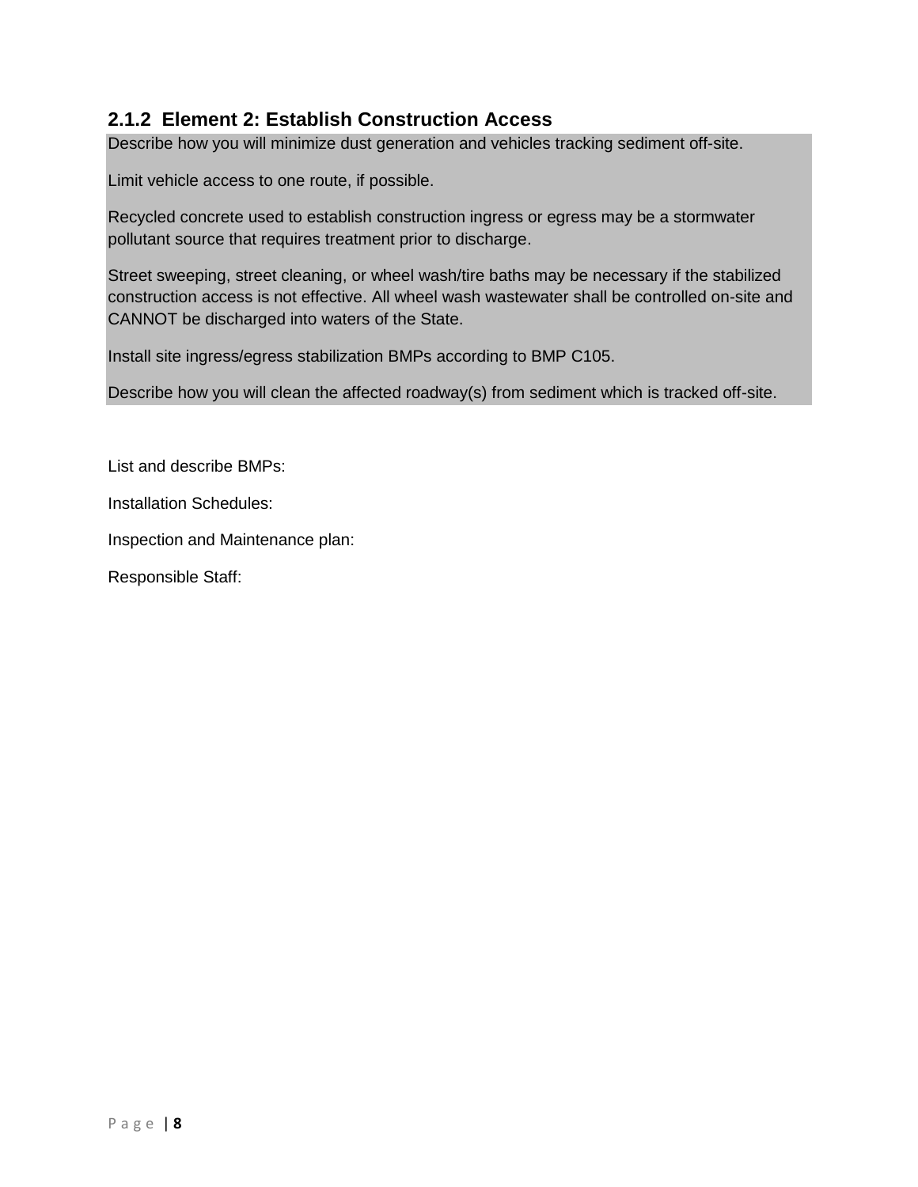### 2.1.2 Element 2: Establish Construction Access

Describe how you will minimize dust generation and vehicles tracking sediment off-site.

Limit vehicle access to one route, if possible.

Recycled concrete used to establish construction ingress or egress may be a stormwater pollutant source that requires treatment prior to discharge.

Street sweeping, street cleaning, or wheel wash/tire baths may be necessary if the stabilized construction access is not effective. All wheel wash wastewater shall be controlled on-site and CANNOT be discharged into waters of the State.

Install site ingress/egress stabilization BMPs according to BMP C105.

Describe how you will clean the affected roadway(s) from sediment which is tracked off-site.

List and describe BMPs:

Installation Schedules:

Inspection and Maintenance plan:

Responsible Staff: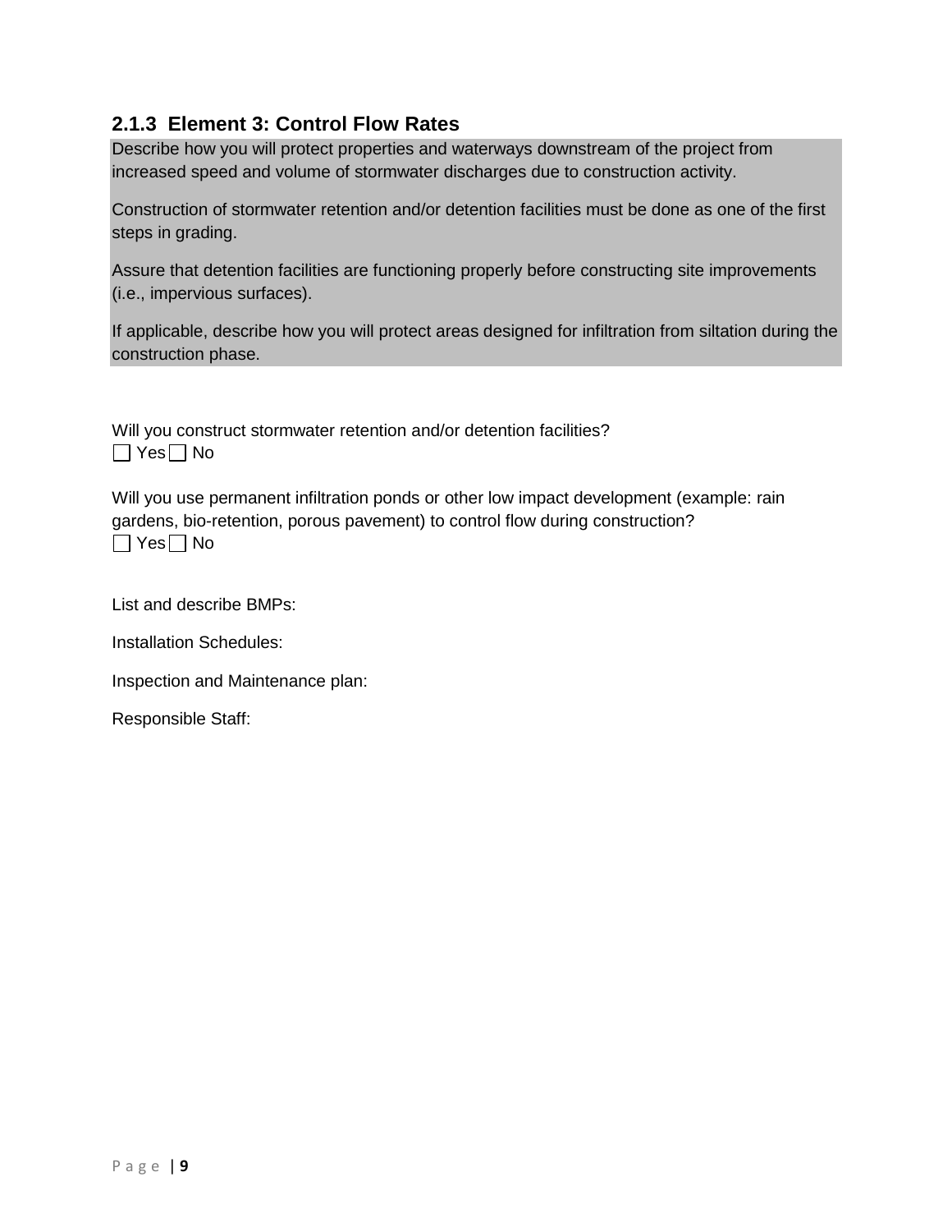### 2.1.3 Element 3: Control Flow Rates

Describe how you will protect properties and waterways downstream of the project from increased speed and volume of stormwater discharges due to construction activity.

Construction of stormwater retention and/or detention facilities must be done as one of the first steps in grading.

Assure that detention facilities are functioning properly before constructing site improvements (i.e., impervious surfaces).

If applicable, describe how you will protect areas designed for infiltration from siltation during the construction phase.

Will you construct stormwater retention and/or detention facilities?
☐ Yes ☐ No

Will you use permanent infiltration ponds or other low impact development (example: rain gardens, bio-retention, porous pavement) to control flow during construction?
☐ Yes ☐ No

List and describe BMPs:

Installation Schedules:

Inspection and Maintenance plan:

Responsible Staff: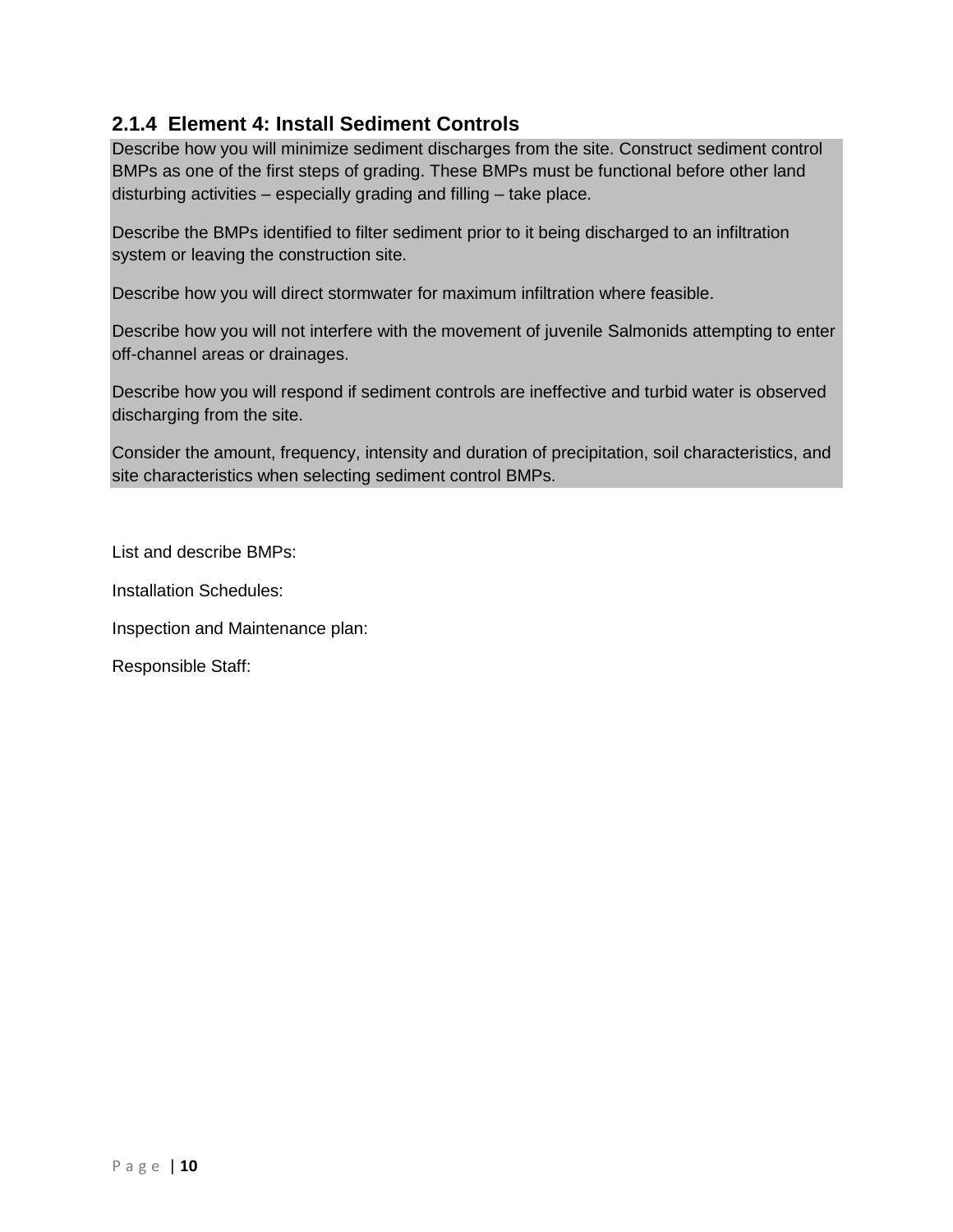### 2.1.4 Element 4: Install Sediment Controls

Describe how you will minimize sediment discharges from the site. Construct sediment control BMPs as one of the first steps of grading. These BMPs must be functional before other land disturbing activities – especially grading and filling – take place.

Describe the BMPs identified to filter sediment prior to it being discharged to an infiltration system or leaving the construction site.

Describe how you will direct stormwater for maximum infiltration where feasible.

Describe how you will not interfere with the movement of juvenile Salmonids attempting to enter off-channel areas or drainages.

Describe how you will respond if sediment controls are ineffective and turbid water is observed discharging from the site.

Consider the amount, frequency, intensity and duration of precipitation, soil characteristics, and site characteristics when selecting sediment control BMPs.

List and describe BMPs:

Installation Schedules:

Inspection and Maintenance plan:

Responsible Staff: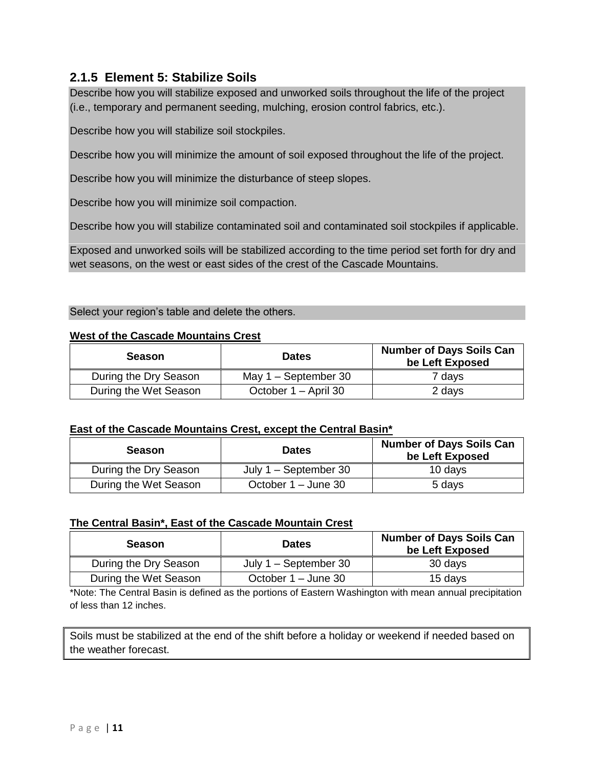### 2.1.5 Element 5: Stabilize Soils

Describe how you will stabilize exposed and unworked soils throughout the life of the project (i.e., temporary and permanent seeding, mulching, erosion control fabrics, etc.).

Describe how you will stabilize soil stockpiles.

Describe how you will minimize the amount of soil exposed throughout the life of the project.

Describe how you will minimize the disturbance of steep slopes.

Describe how you will minimize soil compaction.

Describe how you will stabilize contaminated soil and contaminated soil stockpiles if applicable.

Exposed and unworked soils will be stabilized according to the time period set forth for dry and wet seasons, on the west or east sides of the crest of the Cascade Mountains.

Select your region's table and delete the others.

**West of the Cascade Mountains Crest**

| Season | Dates | Number of Days Soils Can be Left Exposed |
|---|---|---|
| During the Dry Season | May 1 – September 30 | 7 days |
| During the Wet Season | October 1 – April 30 | 2 days |

**East of the Cascade Mountains Crest, except the Central Basin***

| Season | Dates | Number of Days Soils Can be Left Exposed |
|---|---|---|
| During the Dry Season | July 1 – September 30 | 10 days |
| During the Wet Season | October 1 – June 30 | 5 days |

**The Central Basin*, East of the Cascade Mountain Crest**

| Season | Dates | Number of Days Soils Can be Left Exposed |
|---|---|---|
| During the Dry Season | July 1 – September 30 | 30 days |
| During the Wet Season | October 1 – June 30 | 15 days |

*Note: The Central Basin is defined as the portions of Eastern Washington with mean annual precipitation of less than 12 inches.

Soils must be stabilized at the end of the shift before a holiday or weekend if needed based on the weather forecast.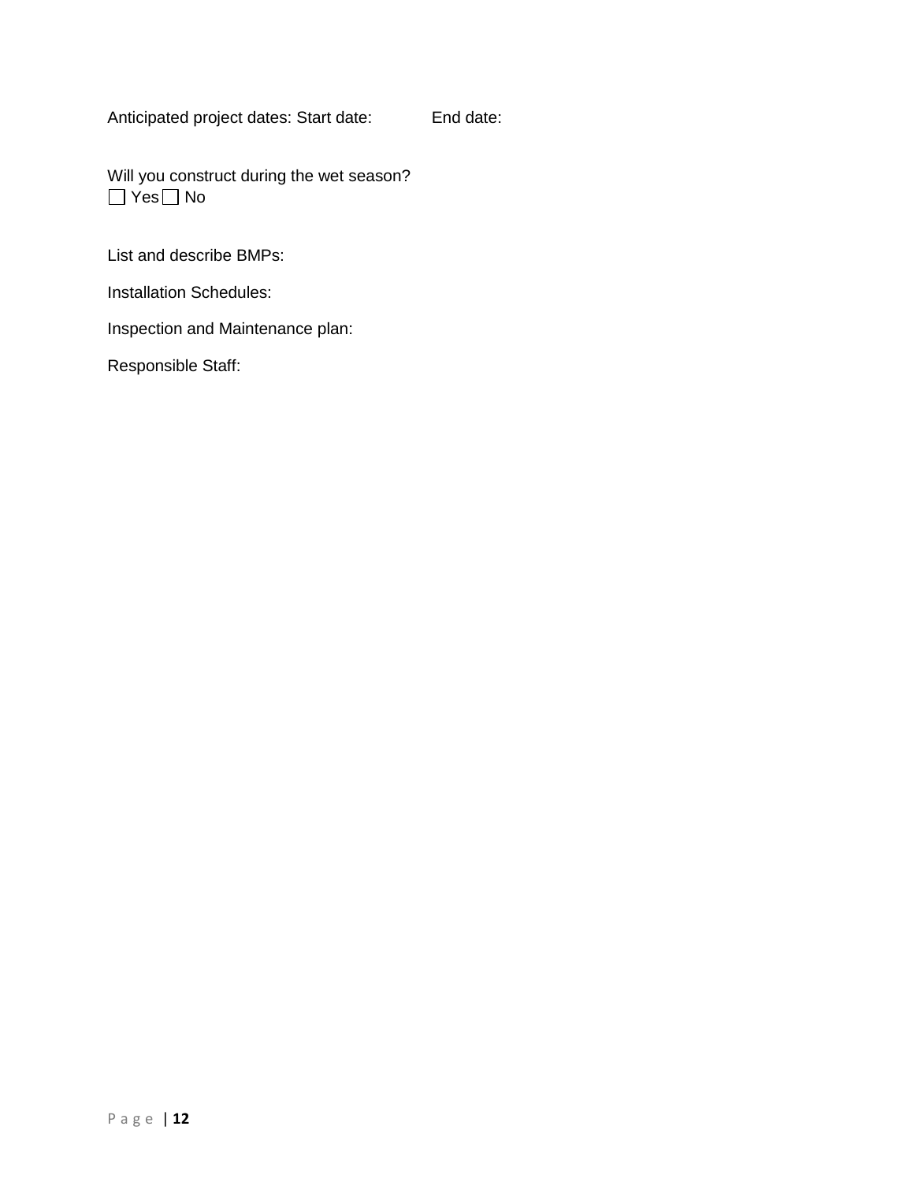Anticipated project dates: Start date: End date:

Will you construct during the wet season?
☐ Yes ☐ No

List and describe BMPs:

Installation Schedules:

Inspection and Maintenance plan:

Responsible Staff: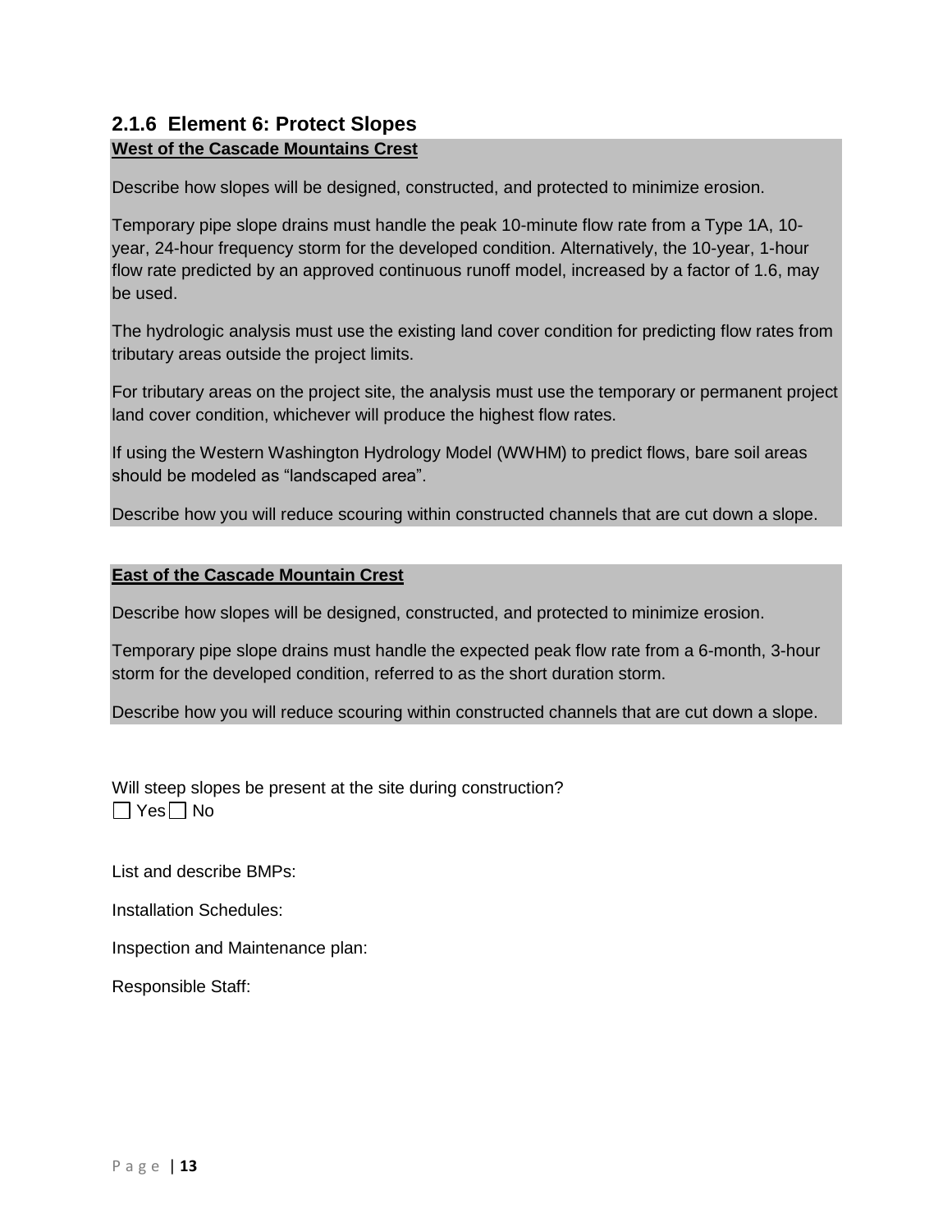### 2.1.6 Element 6: Protect Slopes

**West of the Cascade Mountains Crest**

Describe how slopes will be designed, constructed, and protected to minimize erosion.

Temporary pipe slope drains must handle the peak 10-minute flow rate from a Type 1A, 10-year, 24-hour frequency storm for the developed condition. Alternatively, the 10-year, 1-hour flow rate predicted by an approved continuous runoff model, increased by a factor of 1.6, may be used.

The hydrologic analysis must use the existing land cover condition for predicting flow rates from tributary areas outside the project limits.

For tributary areas on the project site, the analysis must use the temporary or permanent project land cover condition, whichever will produce the highest flow rates.

If using the Western Washington Hydrology Model (WWHM) to predict flows, bare soil areas should be modeled as "landscaped area".

Describe how you will reduce scouring within constructed channels that are cut down a slope.

**East of the Cascade Mountain Crest**

Describe how slopes will be designed, constructed, and protected to minimize erosion.

Temporary pipe slope drains must handle the expected peak flow rate from a 6-month, 3-hour storm for the developed condition, referred to as the short duration storm.

Describe how you will reduce scouring within constructed channels that are cut down a slope.

Will steep slopes be present at the site during construction?

☐ Yes ☐ No

List and describe BMPs:

Installation Schedules:

Inspection and Maintenance plan:

Responsible Staff: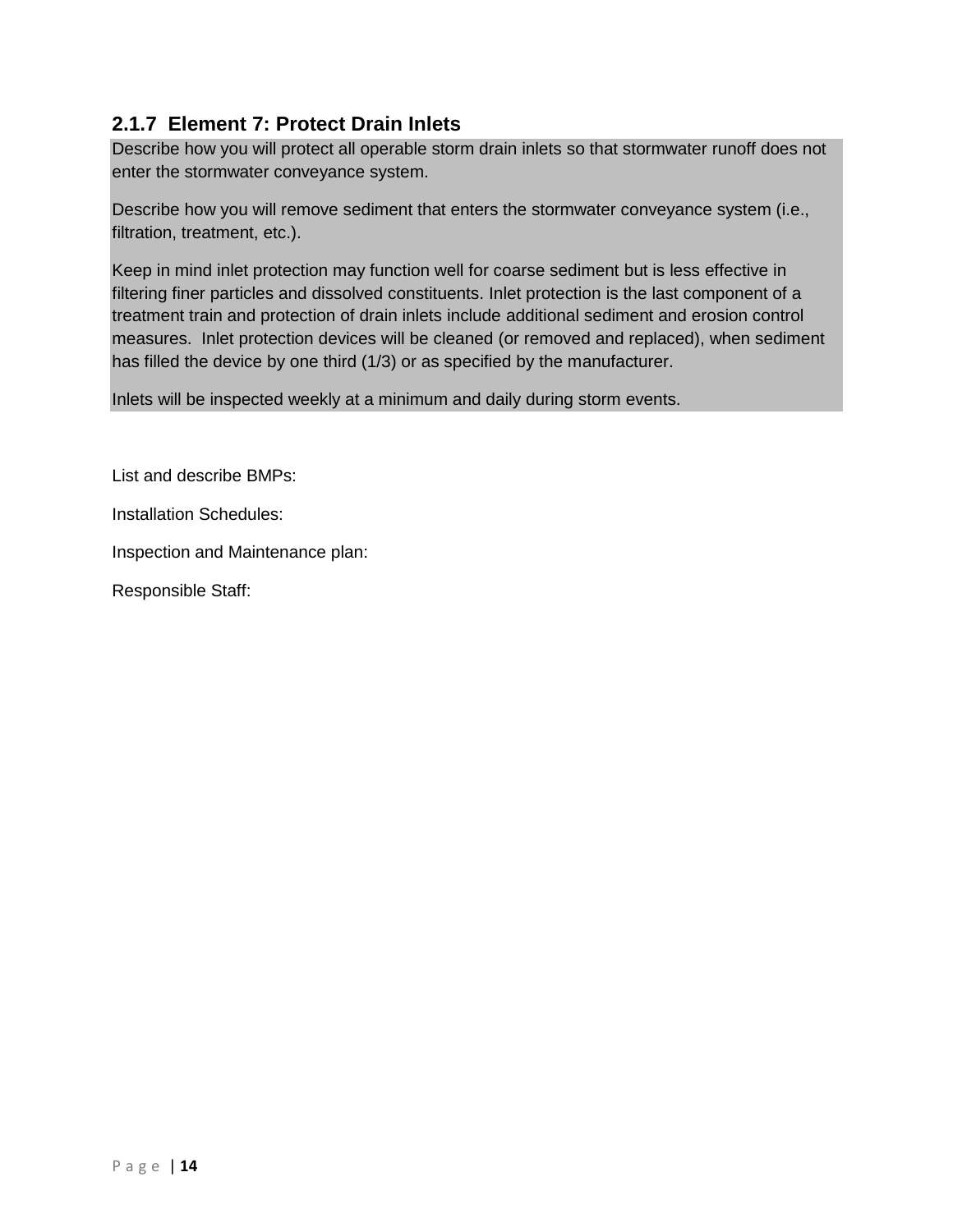### 2.1.7 Element 7: Protect Drain Inlets

Describe how you will protect all operable storm drain inlets so that stormwater runoff does not enter the stormwater conveyance system.

Describe how you will remove sediment that enters the stormwater conveyance system (i.e., filtration, treatment, etc.).

Keep in mind inlet protection may function well for coarse sediment but is less effective in filtering finer particles and dissolved constituents. Inlet protection is the last component of a treatment train and protection of drain inlets include additional sediment and erosion control measures. Inlet protection devices will be cleaned (or removed and replaced), when sediment has filled the device by one third (1/3) or as specified by the manufacturer.

Inlets will be inspected weekly at a minimum and daily during storm events.

List and describe BMPs:

Installation Schedules:

Inspection and Maintenance plan:

Responsible Staff: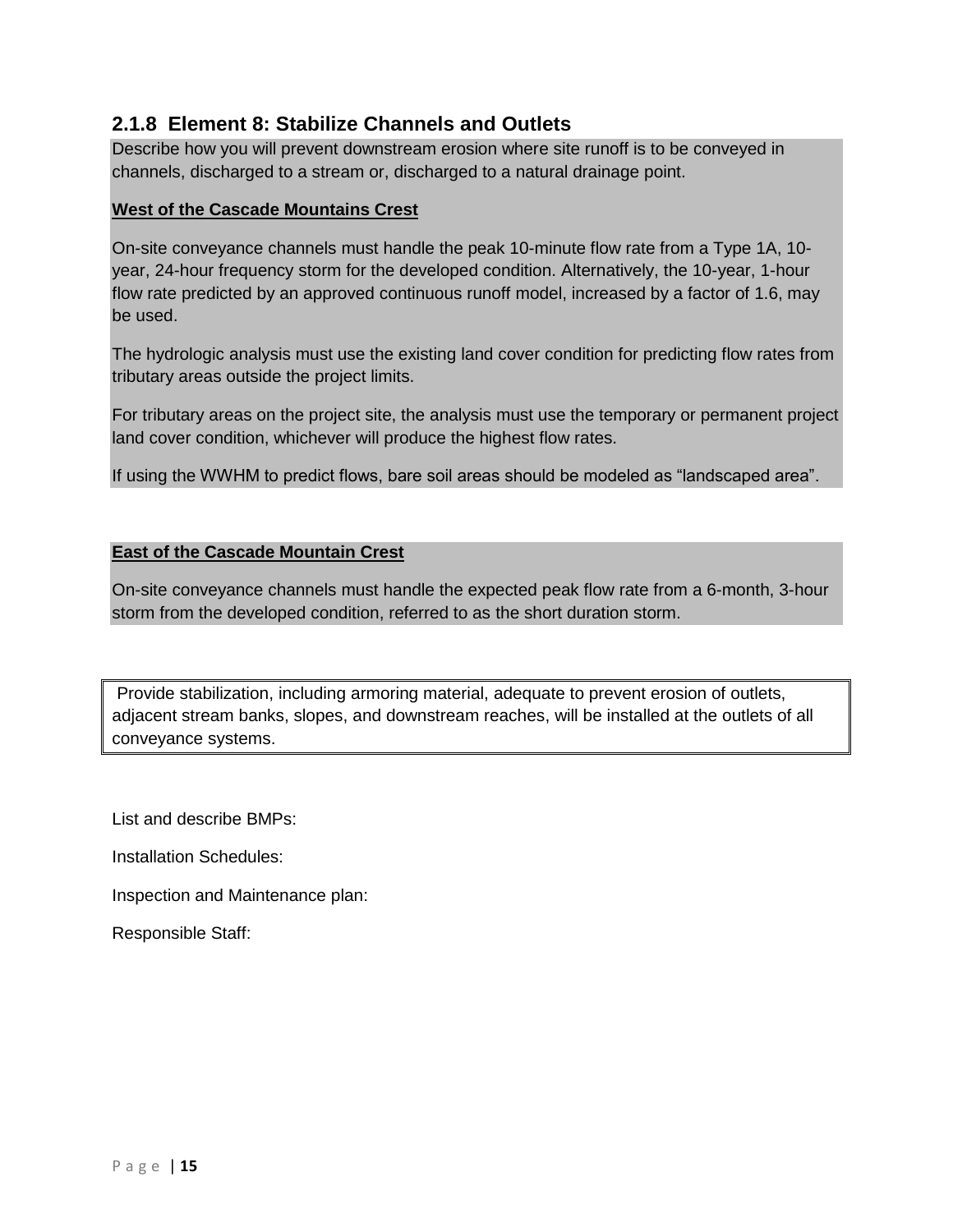### 2.1.8 Element 8: Stabilize Channels and Outlets

Describe how you will prevent downstream erosion where site runoff is to be conveyed in channels, discharged to a stream or, discharged to a natural drainage point.

**West of the Cascade Mountains Crest**

On-site conveyance channels must handle the peak 10-minute flow rate from a Type 1A, 10-year, 24-hour frequency storm for the developed condition. Alternatively, the 10-year, 1-hour flow rate predicted by an approved continuous runoff model, increased by a factor of 1.6, may be used.

The hydrologic analysis must use the existing land cover condition for predicting flow rates from tributary areas outside the project limits.

For tributary areas on the project site, the analysis must use the temporary or permanent project land cover condition, whichever will produce the highest flow rates.

If using the WWHM to predict flows, bare soil areas should be modeled as "landscaped area".

**East of the Cascade Mountain Crest**

On-site conveyance channels must handle the expected peak flow rate from a 6-month, 3-hour storm from the developed condition, referred to as the short duration storm.

Provide stabilization, including armoring material, adequate to prevent erosion of outlets, adjacent stream banks, slopes, and downstream reaches, will be installed at the outlets of all conveyance systems.

List and describe BMPs:

Installation Schedules:

Inspection and Maintenance plan:

Responsible Staff: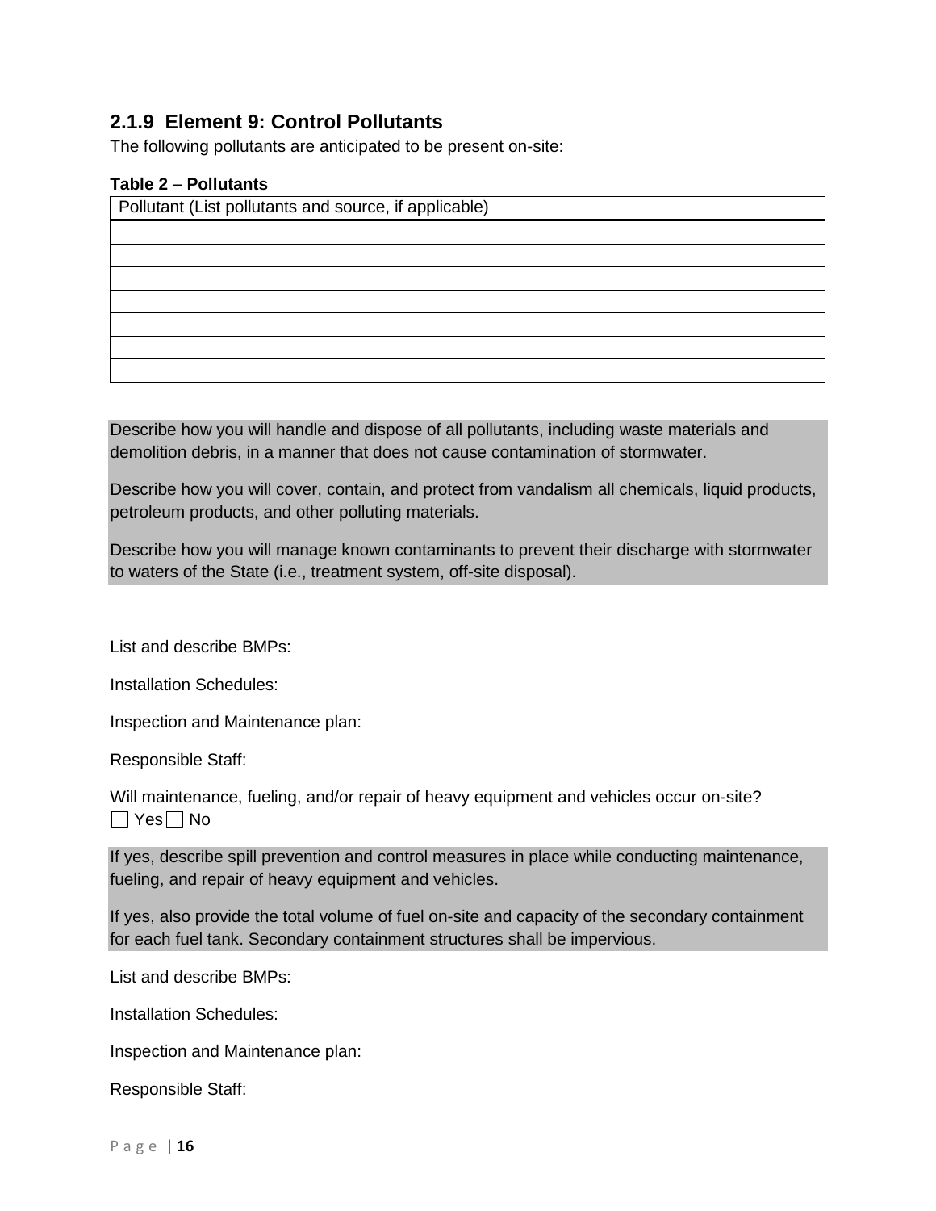### 2.1.9 Element 9: Control Pollutants

The following pollutants are anticipated to be present on-site:

**Table 2 – Pollutants**

| Pollutant (List pollutants and source, if applicable) |
| --- |
| |
| |
| |
| |
| |
| |
| |

Describe how you will handle and dispose of all pollutants, including waste materials and demolition debris, in a manner that does not cause contamination of stormwater.

Describe how you will cover, contain, and protect from vandalism all chemicals, liquid products, petroleum products, and other polluting materials.

Describe how you will manage known contaminants to prevent their discharge with stormwater to waters of the State (i.e., treatment system, off-site disposal).

List and describe BMPs:

Installation Schedules:

Inspection and Maintenance plan:

Responsible Staff:

Will maintenance, fueling, and/or repair of heavy equipment and vehicles occur on-site?
☐ Yes ☐ No

If yes, describe spill prevention and control measures in place while conducting maintenance, fueling, and repair of heavy equipment and vehicles.

If yes, also provide the total volume of fuel on-site and capacity of the secondary containment for each fuel tank. Secondary containment structures shall be impervious.

List and describe BMPs:

Installation Schedules:

Inspection and Maintenance plan:

Responsible Staff: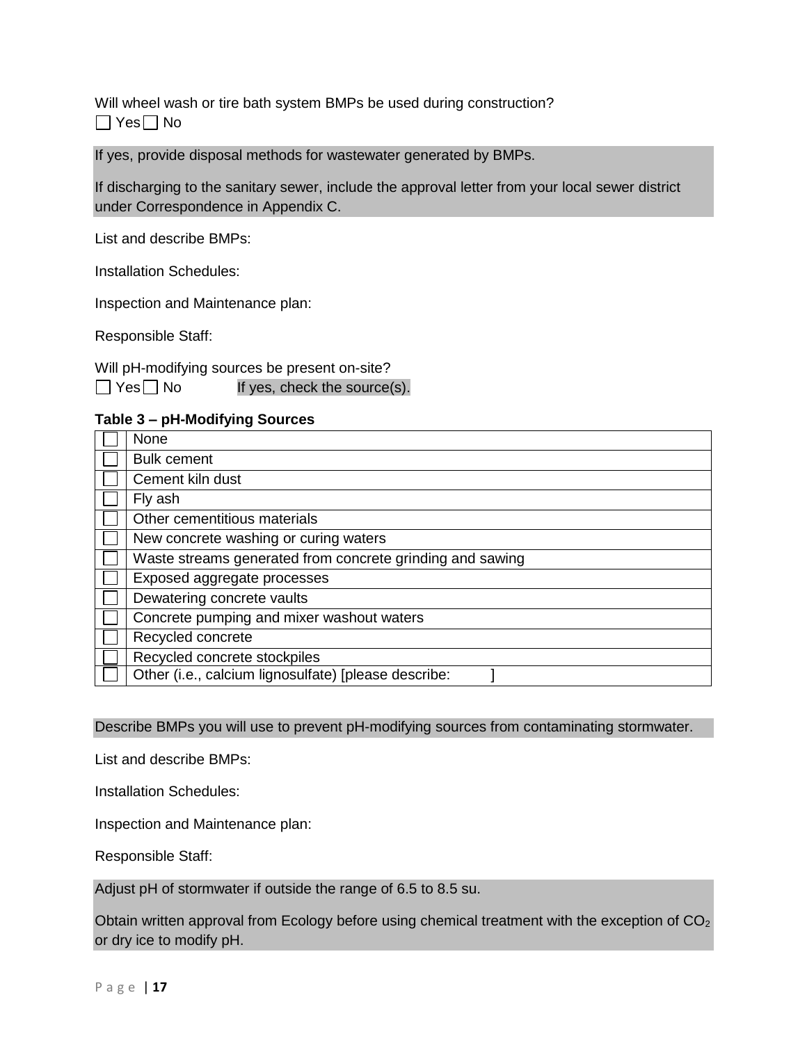Will wheel wash or tire bath system BMPs be used during construction?
☐ Yes ☐ No

If yes, provide disposal methods for wastewater generated by BMPs.

If discharging to the sanitary sewer, include the approval letter from your local sewer district under Correspondence in Appendix C.

List and describe BMPs:

Installation Schedules:

Inspection and Maintenance plan:

Responsible Staff:

Will pH-modifying sources be present on-site?
☐ Yes ☐ No If yes, check the source(s).

**Table 3 – pH-Modifying Sources**

| | |
|---|---|
| ☐ | None |
| ☐ | Bulk cement |
| ☐ | Cement kiln dust |
| ☐ | Fly ash |
| ☐ | Other cementitious materials |
| ☐ | New concrete washing or curing waters |
| ☐ | Waste streams generated from concrete grinding and sawing |
| ☐ | Exposed aggregate processes |
| ☐ | Dewatering concrete vaults |
| ☐ | Concrete pumping and mixer washout waters |
| ☐ | Recycled concrete |
| ☐ | Recycled concrete stockpiles |
| ☐ | Other (i.e., calcium lignosulfate) [please describe: ] |

Describe BMPs you will use to prevent pH-modifying sources from contaminating stormwater.

List and describe BMPs:

Installation Schedules:

Inspection and Maintenance plan:

Responsible Staff:

Adjust pH of stormwater if outside the range of 6.5 to 8.5 su.

Obtain written approval from Ecology before using chemical treatment with the exception of $CO_2$ or dry ice to modify pH.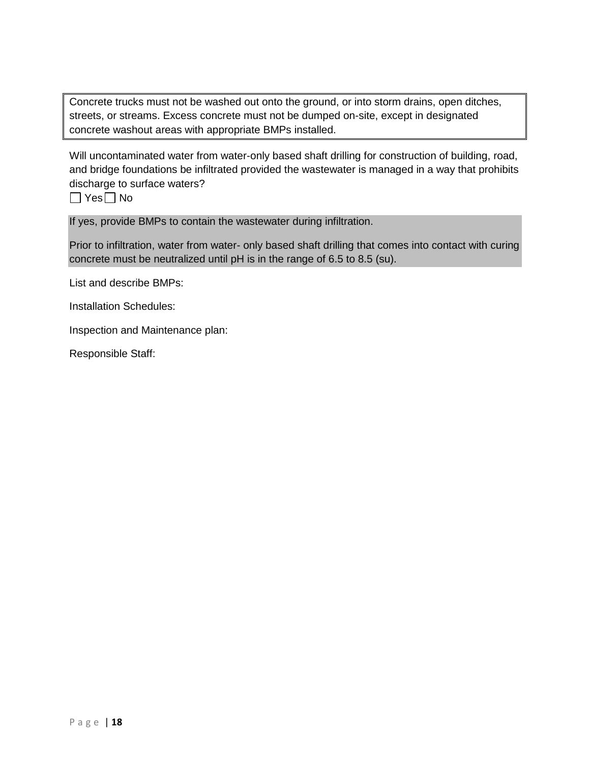| Concrete trucks must not be washed out onto the ground, or into storm drains, open ditches, streets, or streams. Excess concrete must not be dumped on-site, except in designated concrete washout areas with appropriate BMPs installed. |
| --- |

Will uncontaminated water from water-only based shaft drilling for construction of building, road, and bridge foundations be infiltrated provided the wastewater is managed in a way that prohibits discharge to surface waters?

☐ Yes ☐ No

If yes, provide BMPs to contain the wastewater during infiltration.

Prior to infiltration, water from water- only based shaft drilling that comes into contact with curing concrete must be neutralized until pH is in the range of 6.5 to 8.5 (su).

List and describe BMPs:

Installation Schedules:

Inspection and Maintenance plan:

Responsible Staff: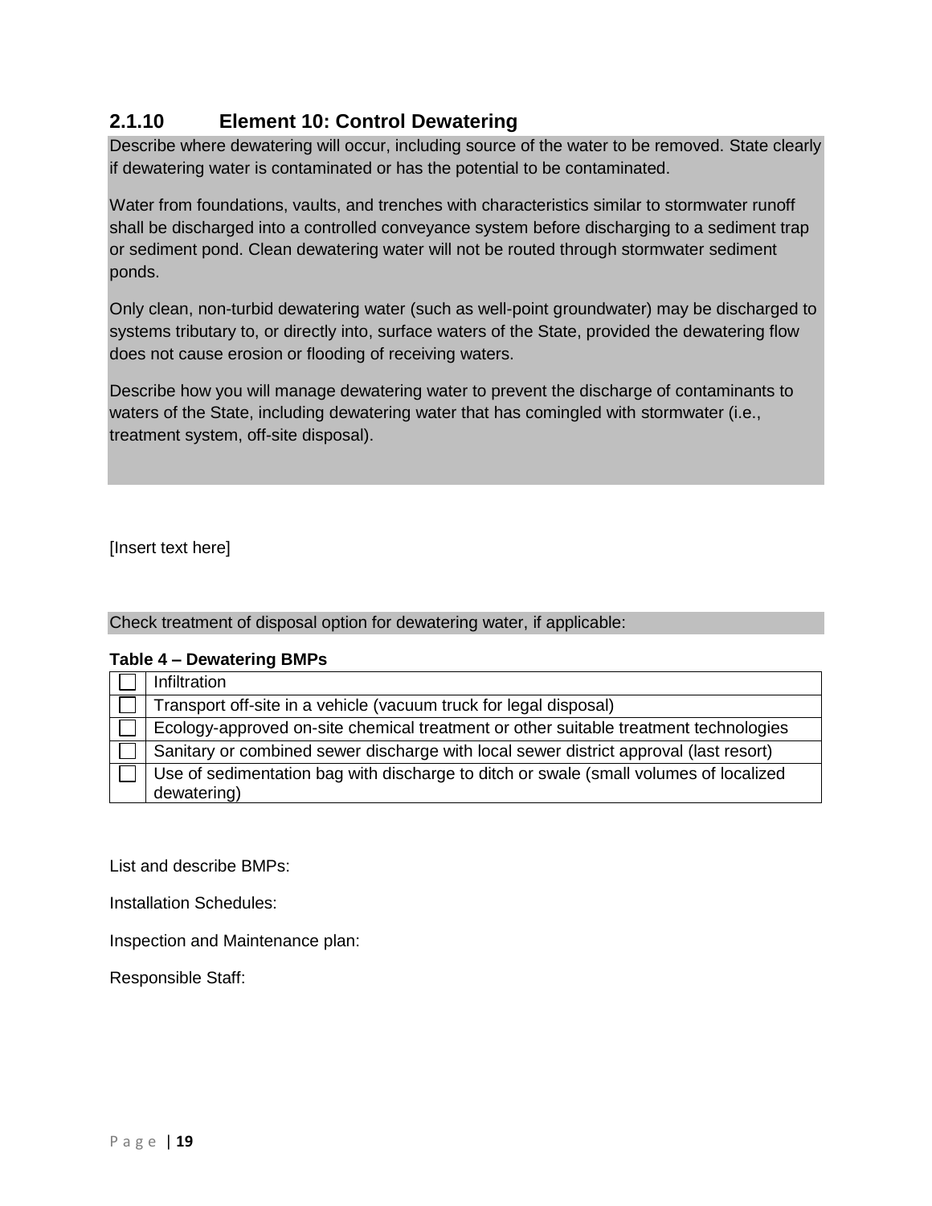### 2.1.10 Element 10: Control Dewatering

Describe where dewatering will occur, including source of the water to be removed. State clearly if dewatering water is contaminated or has the potential to be contaminated.

Water from foundations, vaults, and trenches with characteristics similar to stormwater runoff shall be discharged into a controlled conveyance system before discharging to a sediment trap or sediment pond. Clean dewatering water will not be routed through stormwater sediment ponds.

Only clean, non-turbid dewatering water (such as well-point groundwater) may be discharged to systems tributary to, or directly into, surface waters of the State, provided the dewatering flow does not cause erosion or flooding of receiving waters.

Describe how you will manage dewatering water to prevent the discharge of contaminants to waters of the State, including dewatering water that has comingled with stormwater (i.e., treatment system, off-site disposal).

[Insert text here]

Check treatment of disposal option for dewatering water, if applicable:

**Table 4 – Dewatering BMPs**

| | |
|---|---|
| ☐ | Infiltration |
| ☐ | Transport off-site in a vehicle (vacuum truck for legal disposal) |
| ☐ | Ecology-approved on-site chemical treatment or other suitable treatment technologies |
| ☐ | Sanitary or combined sewer discharge with local sewer district approval (last resort) |
| ☐ | Use of sedimentation bag with discharge to ditch or swale (small volumes of localized dewatering) |

List and describe BMPs:

Installation Schedules:

Inspection and Maintenance plan:

Responsible Staff: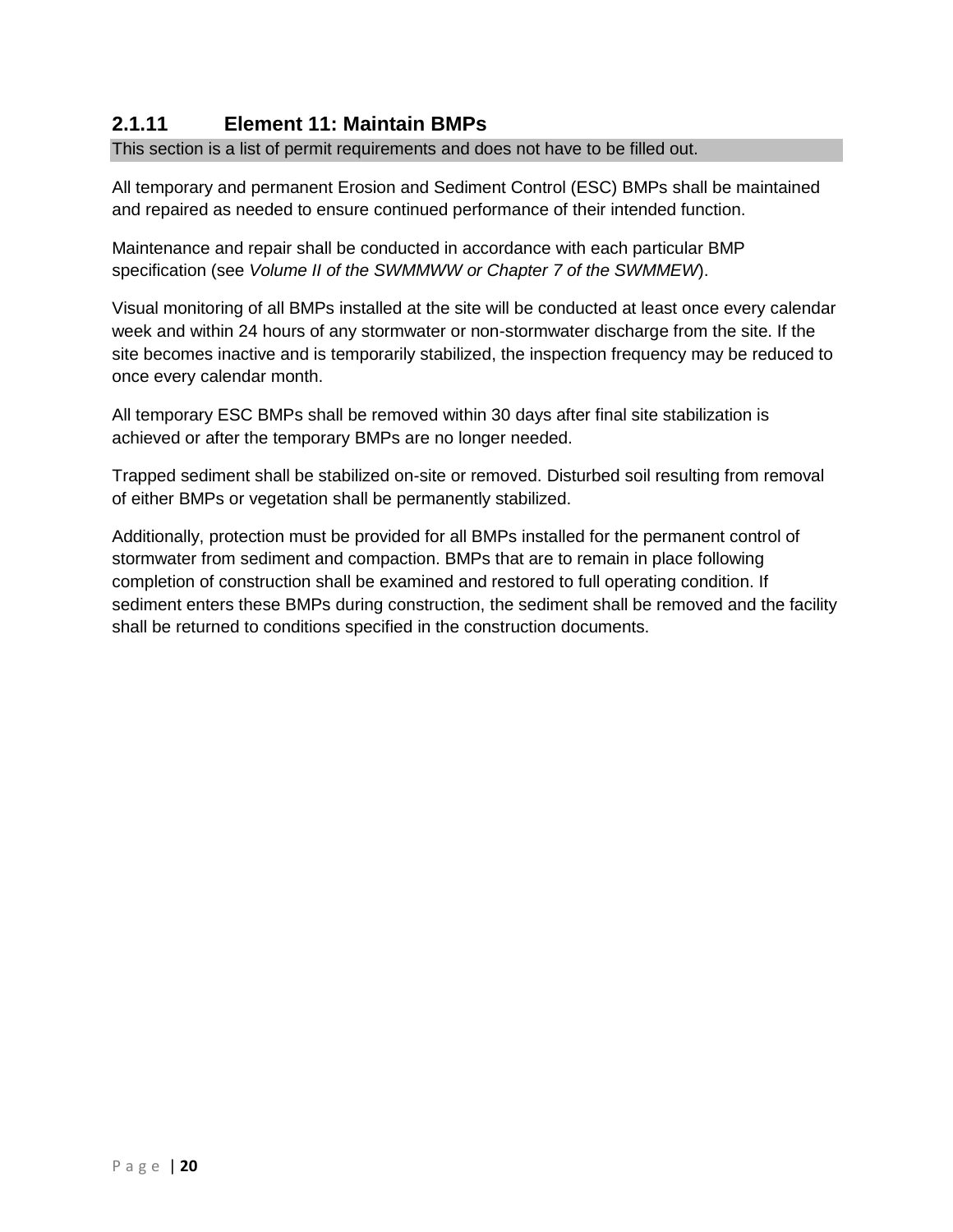### 2.1.11 Element 11: Maintain BMPs

This section is a list of permit requirements and does not have to be filled out.

All temporary and permanent Erosion and Sediment Control (ESC) BMPs shall be maintained and repaired as needed to ensure continued performance of their intended function.

Maintenance and repair shall be conducted in accordance with each particular BMP specification (see *Volume II of the SWMMWW or Chapter 7 of the SWMMEW*).

Visual monitoring of all BMPs installed at the site will be conducted at least once every calendar week and within 24 hours of any stormwater or non-stormwater discharge from the site. If the site becomes inactive and is temporarily stabilized, the inspection frequency may be reduced to once every calendar month.

All temporary ESC BMPs shall be removed within 30 days after final site stabilization is achieved or after the temporary BMPs are no longer needed.

Trapped sediment shall be stabilized on-site or removed. Disturbed soil resulting from removal of either BMPs or vegetation shall be permanently stabilized.

Additionally, protection must be provided for all BMPs installed for the permanent control of stormwater from sediment and compaction. BMPs that are to remain in place following completion of construction shall be examined and restored to full operating condition. If sediment enters these BMPs during construction, the sediment shall be removed and the facility shall be returned to conditions specified in the construction documents.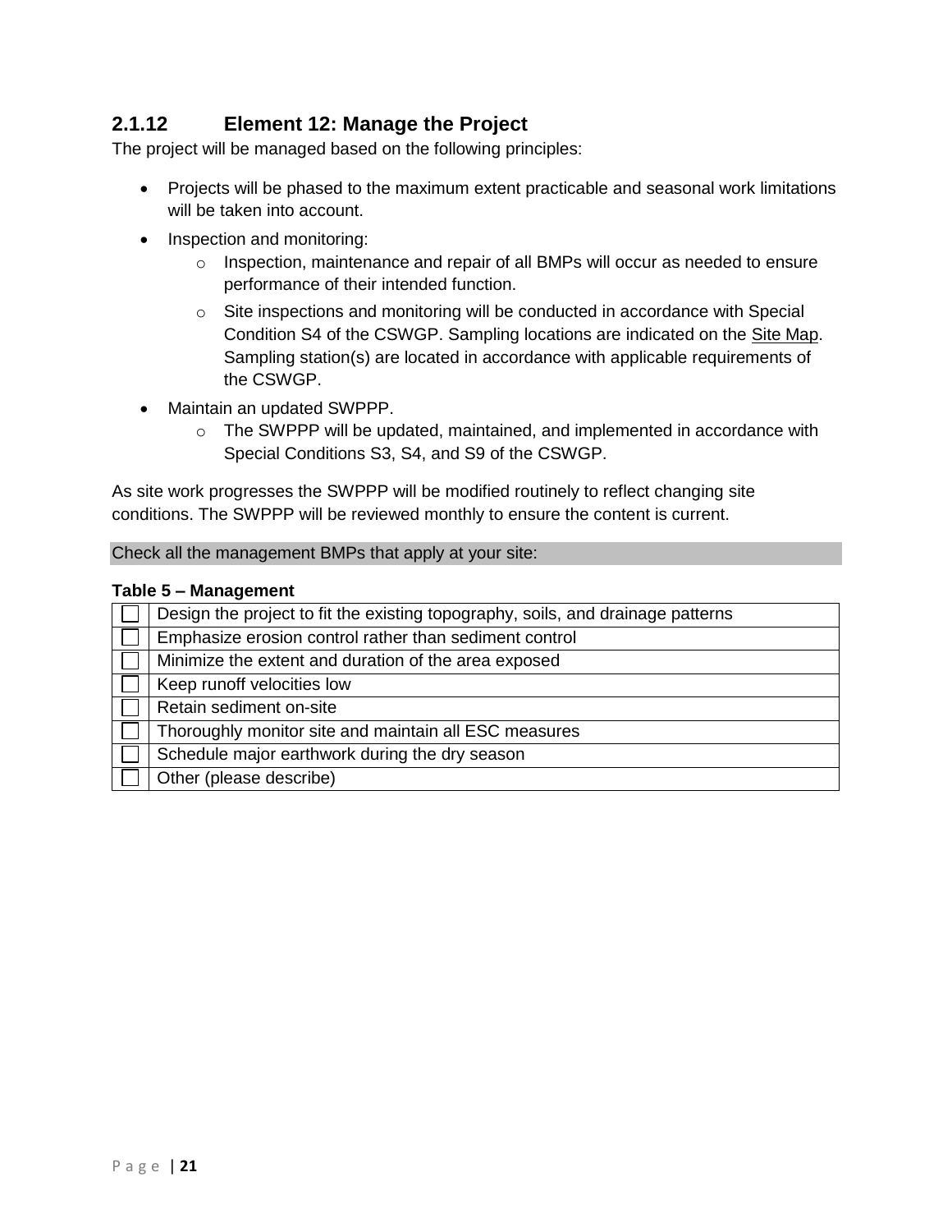### 2.1.12 Element 12: Manage the Project

The project will be managed based on the following principles:

- Projects will be phased to the maximum extent practicable and seasonal work limitations will be taken into account.
- Inspection and monitoring:
  - Inspection, maintenance and repair of all BMPs will occur as needed to ensure performance of their intended function.
  - Site inspections and monitoring will be conducted in accordance with Special Condition S4 of the CSWGP. Sampling locations are indicated on the Site Map. Sampling station(s) are located in accordance with applicable requirements of the CSWGP.
- Maintain an updated SWPPP.
  - The SWPPP will be updated, maintained, and implemented in accordance with Special Conditions S3, S4, and S9 of the CSWGP.

As site work progresses the SWPPP will be modified routinely to reflect changing site conditions. The SWPPP will be reviewed monthly to ensure the content is current.

Check all the management BMPs that apply at your site:

**Table 5 – Management**

| | |
|---|---|
| ☐ | Design the project to fit the existing topography, soils, and drainage patterns |
| ☐ | Emphasize erosion control rather than sediment control |
| ☐ | Minimize the extent and duration of the area exposed |
| ☐ | Keep runoff velocities low |
| ☐ | Retain sediment on-site |
| ☐ | Thoroughly monitor site and maintain all ESC measures |
| ☐ | Schedule major earthwork during the dry season |
| ☐ | Other (please describe) |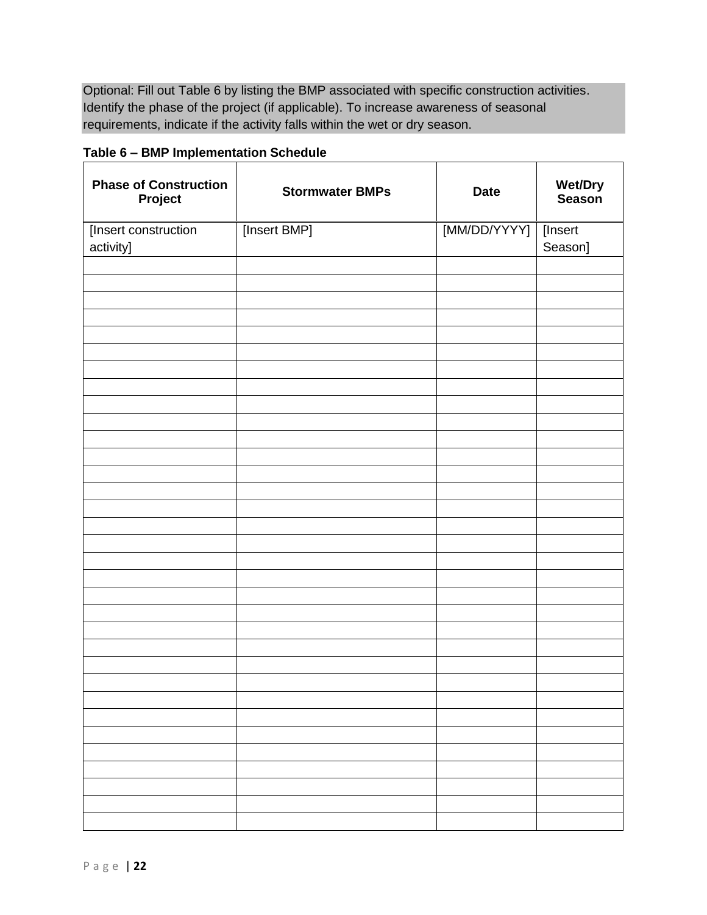Optional: Fill out Table 6 by listing the BMP associated with specific construction activities. Identify the phase of the project (if applicable). To increase awareness of seasonal requirements, indicate if the activity falls within the wet or dry season.

**Table 6 – BMP Implementation Schedule**

| Phase of Construction Project | Stormwater BMPs | Date | Wet/Dry Season |
|---|---|---|---|
| [Insert construction activity] | [Insert BMP] | [MM/DD/YYYY] | [Insert Season] |
| | | | |
| | | | |
| | | | |
| | | | |
| | | | |
| | | | |
| | | | |
| | | | |
| | | | |
| | | | |
| | | | |
| | | | |
| | | | |
| | | | |
| | | | |
| | | | |
| | | | |
| | | | |
| | | | |
| | | | |
| | | | |
| | | | |
| | | | |
| | | | |
| | | | |
| | | | |
| | | | |
| | | | |
| | | | |
| | | | |
| | | | |
| | | | |
| | | | |
| | | | |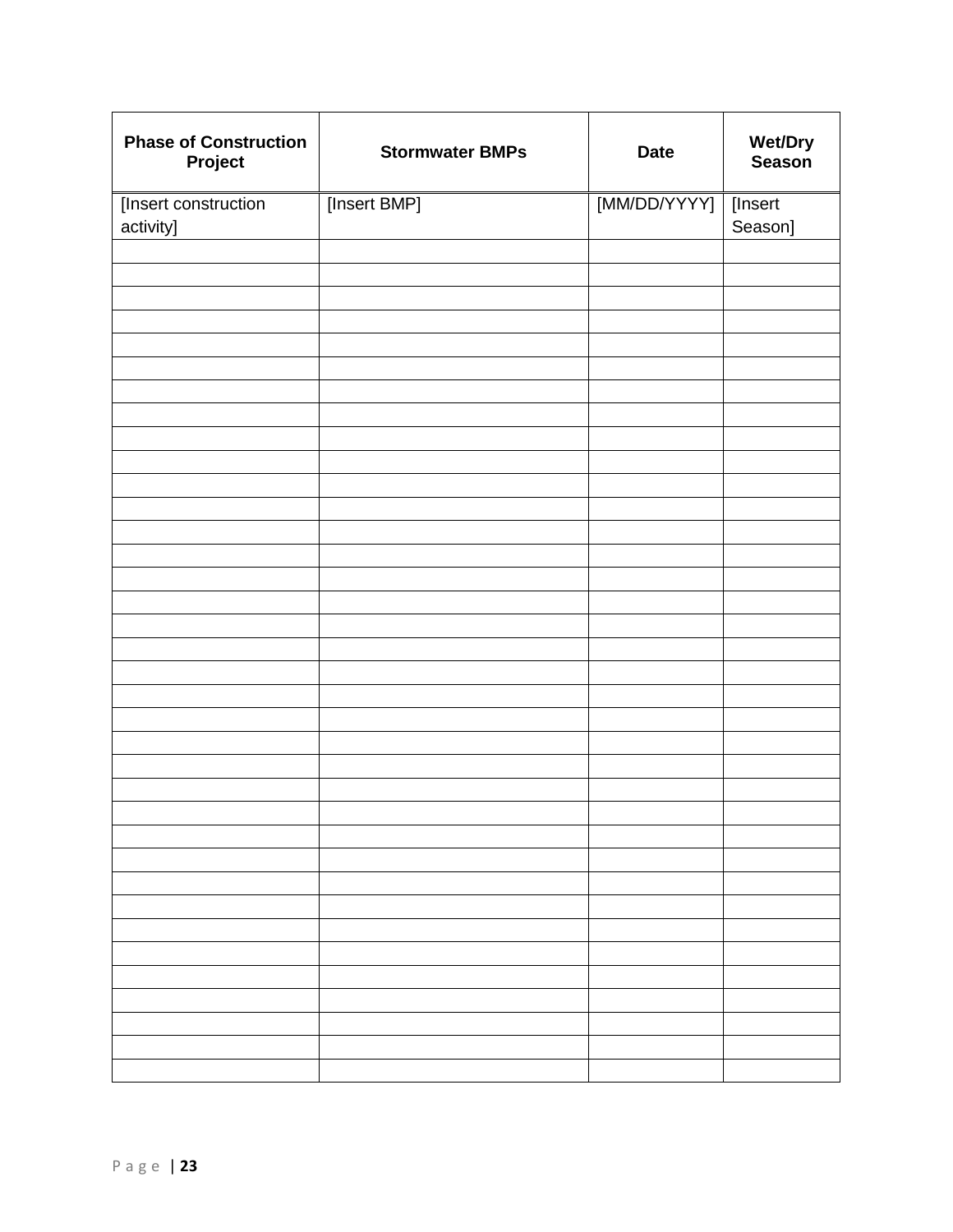| Phase of Construction Project | Stormwater BMPs | Date | Wet/Dry Season |
|---|---|---|---|
| [Insert construction activity] | [Insert BMP] | [MM/DD/YYYY] | [Insert Season] |
| | | | |
| | | | |
| | | | |
| | | | |
| | | | |
| | | | |
| | | | |
| | | | |
| | | | |
| | | | |
| | | | |
| | | | |
| | | | |
| | | | |
| | | | |
| | | | |
| | | | |
| | | | |
| | | | |
| | | | |
| | | | |
| | | | |
| | | | |
| | | | |
| | | | |
| | | | |
| | | | |
| | | | |
| | | | |
| | | | |
| | | | |
| | | | |
| | | | |
| | | | |
| | | | |
| | | | |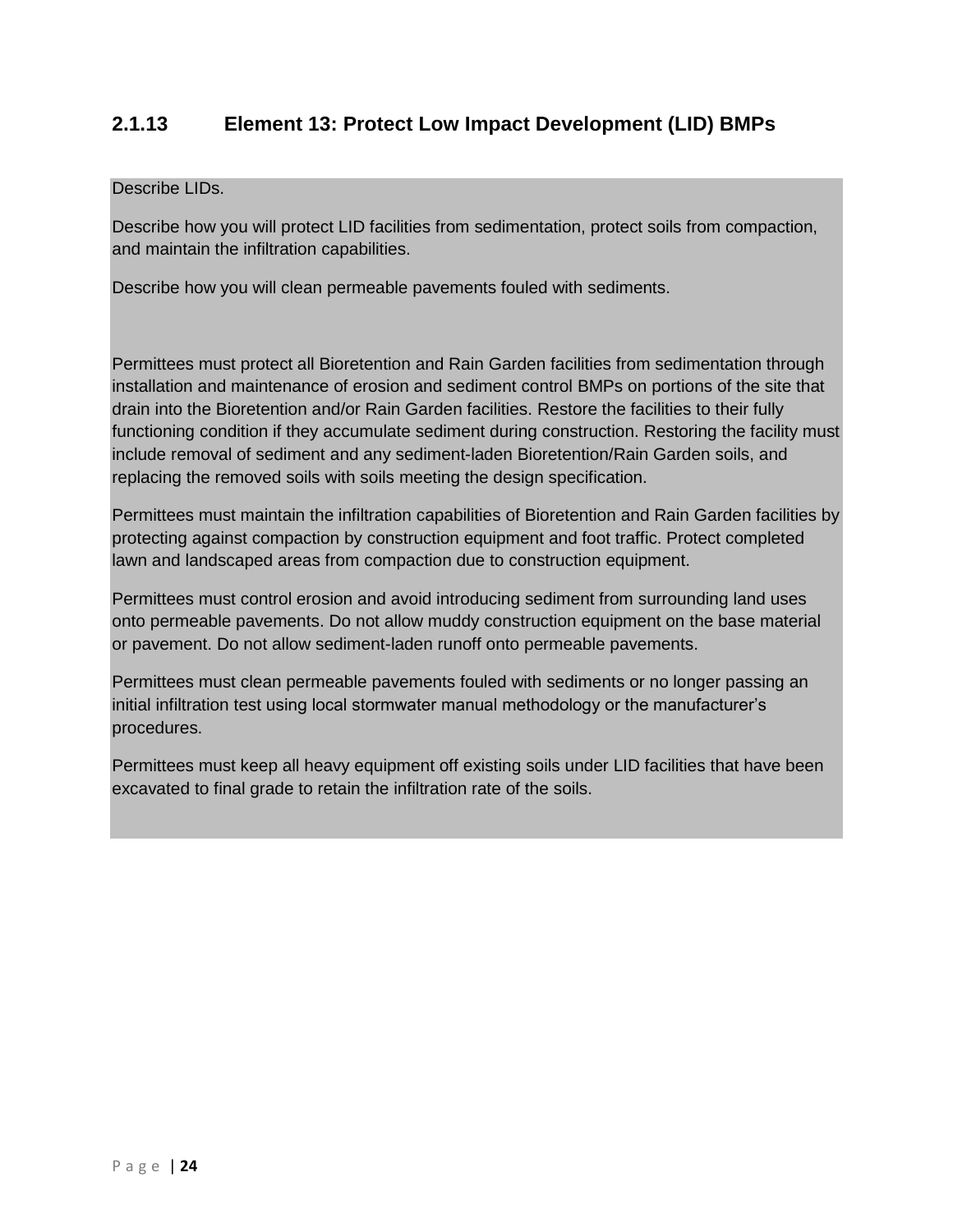### 2.1.13 Element 13: Protect Low Impact Development (LID) BMPs

Describe LIDs.

Describe how you will protect LID facilities from sedimentation, protect soils from compaction, and maintain the infiltration capabilities.

Describe how you will clean permeable pavements fouled with sediments.

Permittees must protect all Bioretention and Rain Garden facilities from sedimentation through installation and maintenance of erosion and sediment control BMPs on portions of the site that drain into the Bioretention and/or Rain Garden facilities. Restore the facilities to their fully functioning condition if they accumulate sediment during construction. Restoring the facility must include removal of sediment and any sediment-laden Bioretention/Rain Garden soils, and replacing the removed soils with soils meeting the design specification.

Permittees must maintain the infiltration capabilities of Bioretention and Rain Garden facilities by protecting against compaction by construction equipment and foot traffic. Protect completed lawn and landscaped areas from compaction due to construction equipment.

Permittees must control erosion and avoid introducing sediment from surrounding land uses onto permeable pavements. Do not allow muddy construction equipment on the base material or pavement. Do not allow sediment-laden runoff onto permeable pavements.

Permittees must clean permeable pavements fouled with sediments or no longer passing an initial infiltration test using local stormwater manual methodology or the manufacturer's procedures.

Permittees must keep all heavy equipment off existing soils under LID facilities that have been excavated to final grade to retain the infiltration rate of the soils.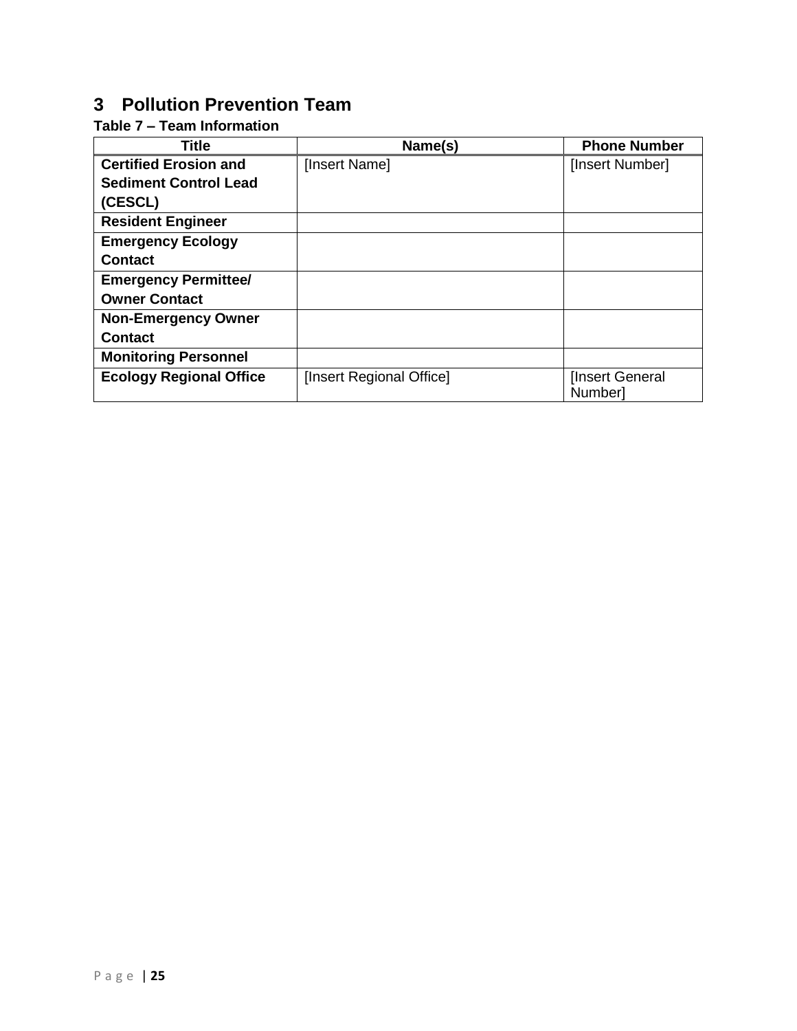# 3 Pollution Prevention Team

**Table 7 – Team Information**

| Title | Name(s) | Phone Number |
|---|---|---|
| **Certified Erosion and Sediment Control Lead (CESCL)** | [Insert Name] | [Insert Number] |
| **Resident Engineer** | | |
| **Emergency Ecology Contact** | | |
| **Emergency Permittee/ Owner Contact** | | |
| **Non-Emergency Owner Contact** | | |
| **Monitoring Personnel** | | |
| **Ecology Regional Office** | [Insert Regional Office] | [Insert General Number] |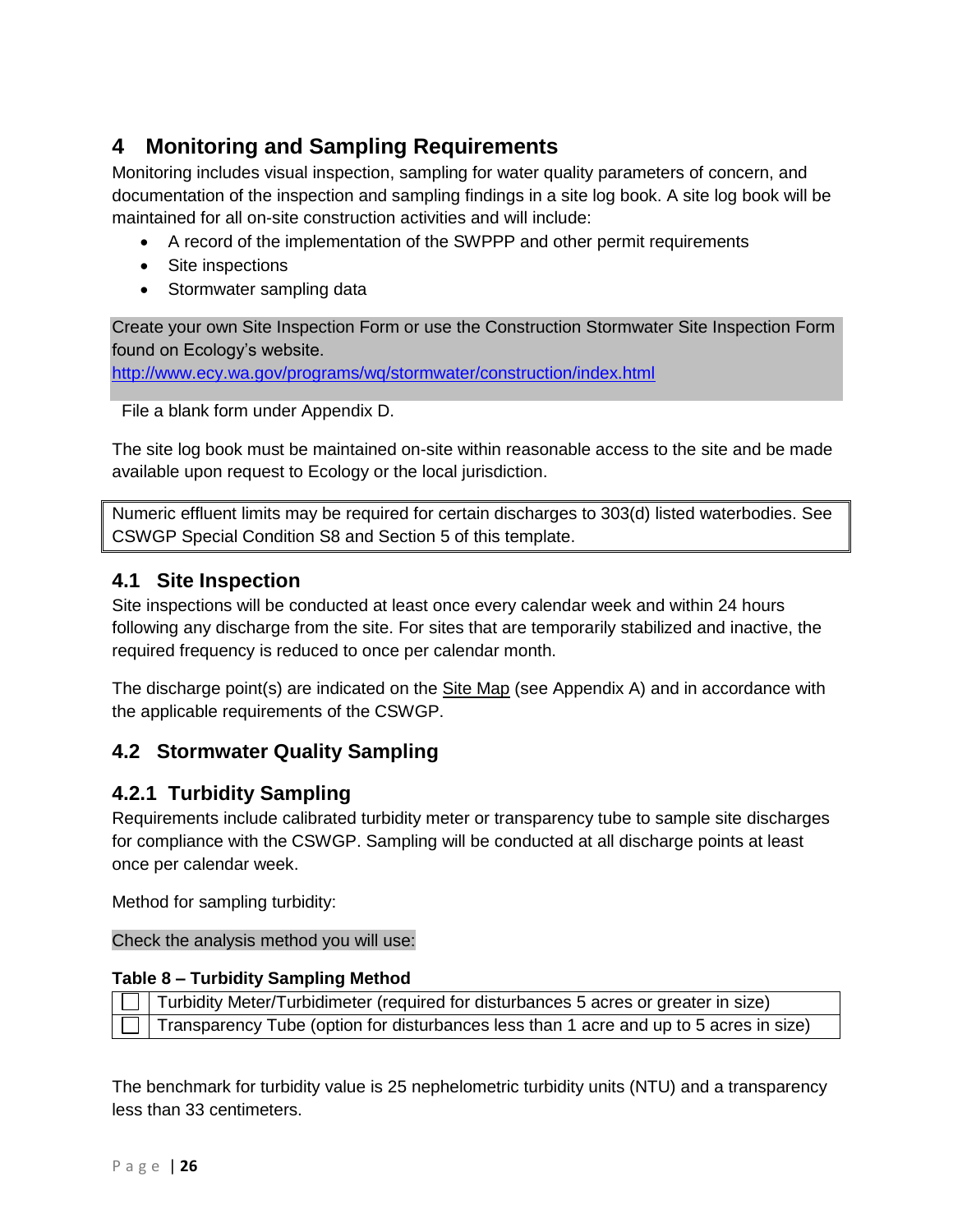# 4 Monitoring and Sampling Requirements

Monitoring includes visual inspection, sampling for water quality parameters of concern, and documentation of the inspection and sampling findings in a site log book. A site log book will be maintained for all on-site construction activities and will include:

- A record of the implementation of the SWPPP and other permit requirements
- Site inspections
- Stormwater sampling data

Create your own Site Inspection Form or use the Construction Stormwater Site Inspection Form found on Ecology's website.
http://www.ecy.wa.gov/programs/wq/stormwater/construction/index.html

File a blank form under Appendix D.

The site log book must be maintained on-site within reasonable access to the site and be made available upon request to Ecology or the local jurisdiction.

Numeric effluent limits may be required for certain discharges to 303(d) listed waterbodies. See CSWGP Special Condition S8 and Section 5 of this template.

## 4.1 Site Inspection

Site inspections will be conducted at least once every calendar week and within 24 hours following any discharge from the site. For sites that are temporarily stabilized and inactive, the required frequency is reduced to once per calendar month.

The discharge point(s) are indicated on the Site Map (see Appendix A) and in accordance with the applicable requirements of the CSWGP.

## 4.2 Stormwater Quality Sampling

### 4.2.1 Turbidity Sampling

Requirements include calibrated turbidity meter or transparency tube to sample site discharges for compliance with the CSWGP. Sampling will be conducted at all discharge points at least once per calendar week.

Method for sampling turbidity:

Check the analysis method you will use:

**Table 8 – Turbidity Sampling Method**

| | |
|---|---|
| ☐ | Turbidity Meter/Turbidimeter (required for disturbances 5 acres or greater in size) |
| ☐ | Transparency Tube (option for disturbances less than 1 acre and up to 5 acres in size) |

The benchmark for turbidity value is 25 nephelometric turbidity units (NTU) and a transparency less than 33 centimeters.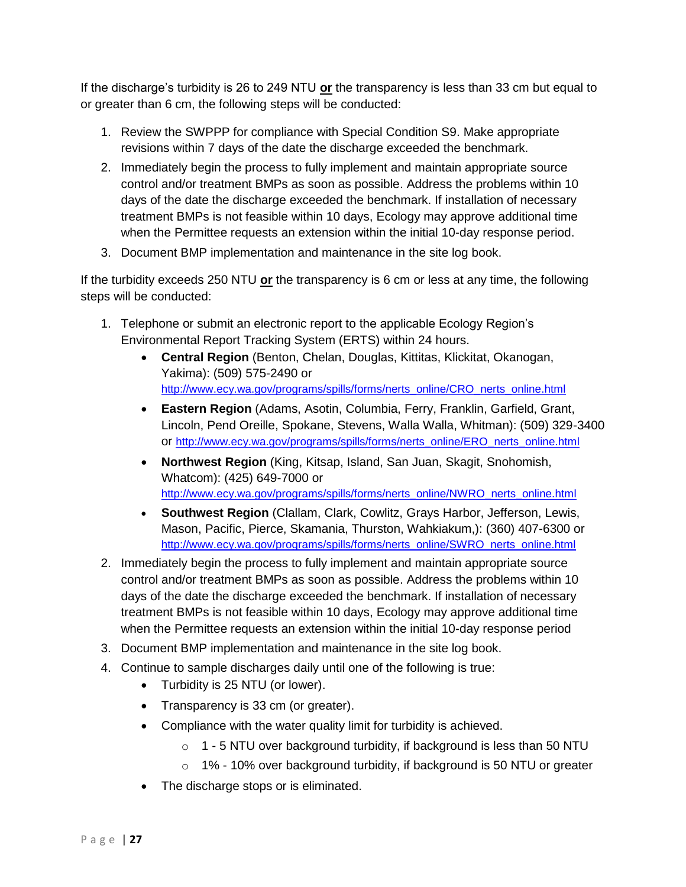If the discharge's turbidity is 26 to 249 NTU **or** the transparency is less than 33 cm but equal to or greater than 6 cm, the following steps will be conducted:

1. Review the SWPPP for compliance with Special Condition S9. Make appropriate revisions within 7 days of the date the discharge exceeded the benchmark.
2. Immediately begin the process to fully implement and maintain appropriate source control and/or treatment BMPs as soon as possible. Address the problems within 10 days of the date the discharge exceeded the benchmark. If installation of necessary treatment BMPs is not feasible within 10 days, Ecology may approve additional time when the Permittee requests an extension within the initial 10-day response period.
3. Document BMP implementation and maintenance in the site log book.

If the turbidity exceeds 250 NTU **or** the transparency is 6 cm or less at any time, the following steps will be conducted:

1. Telephone or submit an electronic report to the applicable Ecology Region's Environmental Report Tracking System (ERTS) within 24 hours.
   - **Central Region** (Benton, Chelan, Douglas, Kittitas, Klickitat, Okanogan, Yakima): (509) 575-2490 or http://www.ecy.wa.gov/programs/spills/forms/nerts_online/CRO_nerts_online.html
   - **Eastern Region** (Adams, Asotin, Columbia, Ferry, Franklin, Garfield, Grant, Lincoln, Pend Oreille, Spokane, Stevens, Walla Walla, Whitman): (509) 329-3400 or http://www.ecy.wa.gov/programs/spills/forms/nerts_online/ERO_nerts_online.html
   - **Northwest Region** (King, Kitsap, Island, San Juan, Skagit, Snohomish, Whatcom): (425) 649-7000 or http://www.ecy.wa.gov/programs/spills/forms/nerts_online/NWRO_nerts_online.html
   - **Southwest Region** (Clallam, Clark, Cowlitz, Grays Harbor, Jefferson, Lewis, Mason, Pacific, Pierce, Skamania, Thurston, Wahkiakum,): (360) 407-6300 or http://www.ecy.wa.gov/programs/spills/forms/nerts_online/SWRO_nerts_online.html
2. Immediately begin the process to fully implement and maintain appropriate source control and/or treatment BMPs as soon as possible. Address the problems within 10 days of the date the discharge exceeded the benchmark. If installation of necessary treatment BMPs is not feasible within 10 days, Ecology may approve additional time when the Permittee requests an extension within the initial 10-day response period
3. Document BMP implementation and maintenance in the site log book.
4. Continue to sample discharges daily until one of the following is true:
   - Turbidity is 25 NTU (or lower).
   - Transparency is 33 cm (or greater).
   - Compliance with the water quality limit for turbidity is achieved.
     - 1 - 5 NTU over background turbidity, if background is less than 50 NTU
     - 1% - 10% over background turbidity, if background is 50 NTU or greater
   - The discharge stops or is eliminated.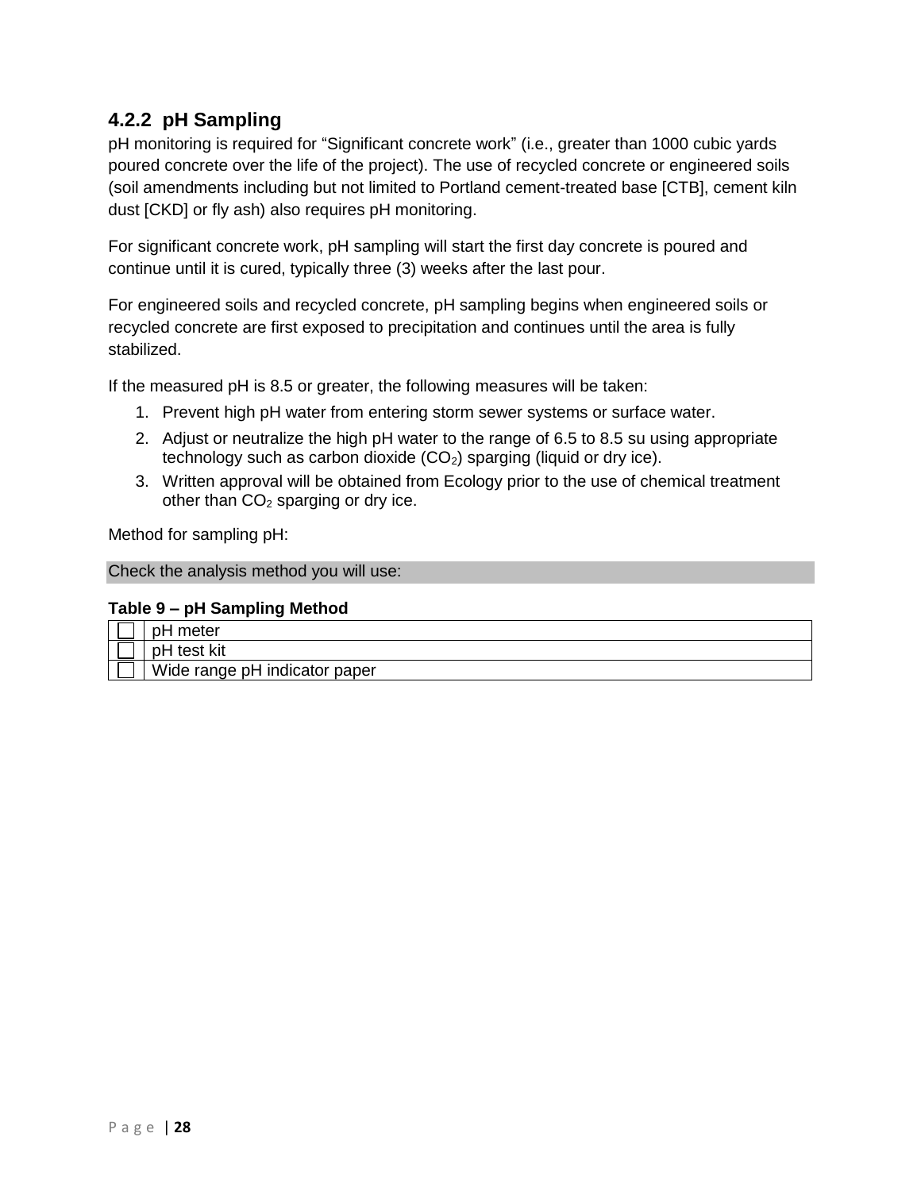### 4.2.2 pH Sampling

pH monitoring is required for “Significant concrete work” (i.e., greater than 1000 cubic yards poured concrete over the life of the project). The use of recycled concrete or engineered soils (soil amendments including but not limited to Portland cement-treated base [CTB], cement kiln dust [CKD] or fly ash) also requires pH monitoring.

For significant concrete work, pH sampling will start the first day concrete is poured and continue until it is cured, typically three (3) weeks after the last pour.

For engineered soils and recycled concrete, pH sampling begins when engineered soils or recycled concrete are first exposed to precipitation and continues until the area is fully stabilized.

If the measured pH is 8.5 or greater, the following measures will be taken:

1. Prevent high pH water from entering storm sewer systems or surface water.
2. Adjust or neutralize the high pH water to the range of 6.5 to 8.5 su using appropriate technology such as carbon dioxide ($CO_2$) sparging (liquid or dry ice).
3. Written approval will be obtained from Ecology prior to the use of chemical treatment other than $CO_2$ sparging or dry ice.

Method for sampling pH:

Check the analysis method you will use:

**Table 9 – pH Sampling Method**

| | |
|---|---|
| ☐ | pH meter |
| ☐ | pH test kit |
| ☐ | Wide range pH indicator paper |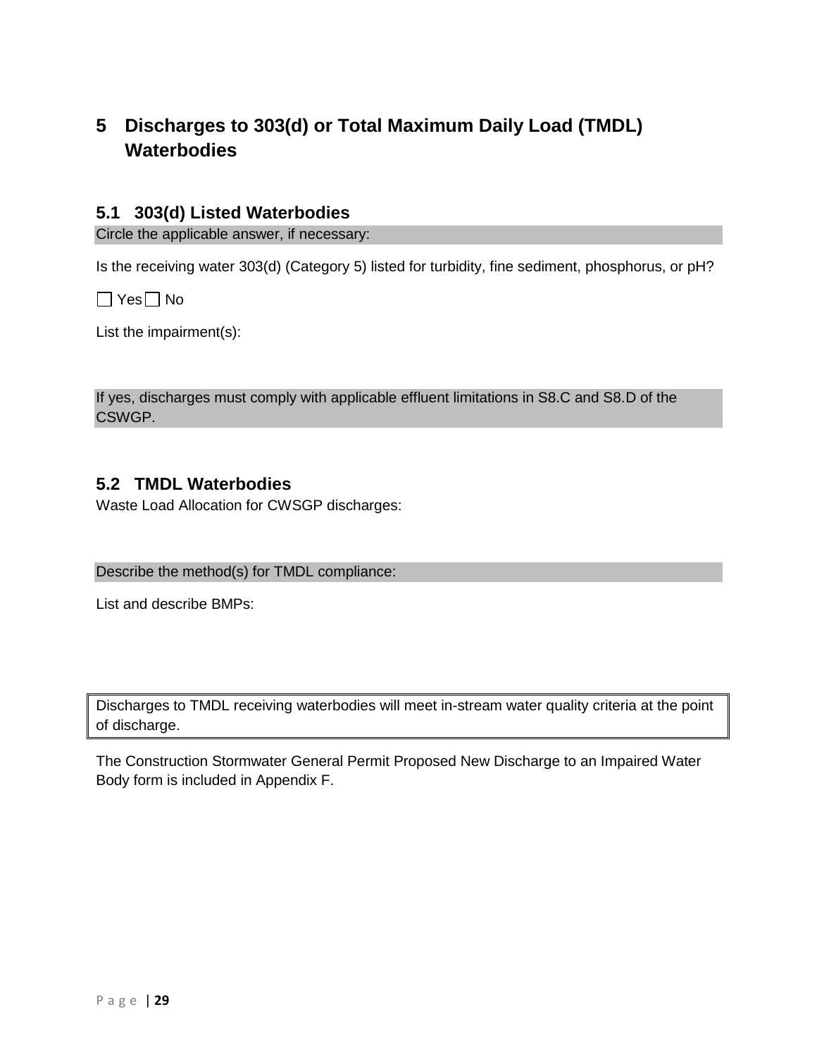# 5 Discharges to 303(d) or Total Maximum Daily Load (TMDL) Waterbodies

## 5.1 303(d) Listed Waterbodies

Circle the applicable answer, if necessary:

Is the receiving water 303(d) (Category 5) listed for turbidity, fine sediment, phosphorus, or pH?

☐ Yes ☐ No

List the impairment(s):

If yes, discharges must comply with applicable effluent limitations in S8.C and S8.D of the CSWGP.

## 5.2 TMDL Waterbodies

Waste Load Allocation for CWSGP discharges:

Describe the method(s) for TMDL compliance:

List and describe BMPs:

Discharges to TMDL receiving waterbodies will meet in-stream water quality criteria at the point of discharge.

The Construction Stormwater General Permit Proposed New Discharge to an Impaired Water Body form is included in Appendix F.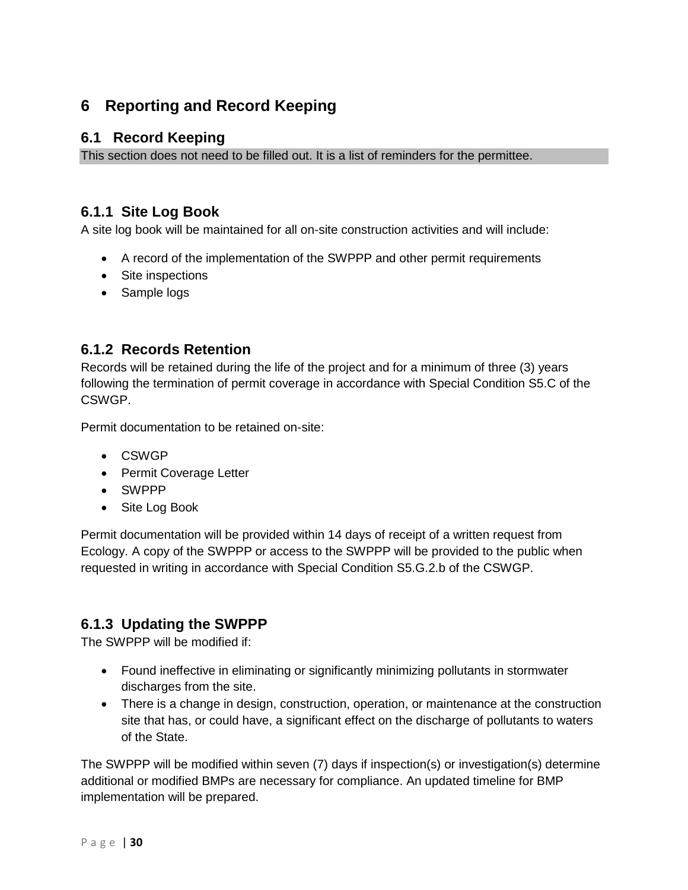# 6 Reporting and Record Keeping

## 6.1 Record Keeping

This section does not need to be filled out. It is a list of reminders for the permittee.

### 6.1.1 Site Log Book

A site log book will be maintained for all on-site construction activities and will include:

- A record of the implementation of the SWPPP and other permit requirements
- Site inspections
- Sample logs

### 6.1.2 Records Retention

Records will be retained during the life of the project and for a minimum of three (3) years following the termination of permit coverage in accordance with Special Condition S5.C of the CSWGP.

Permit documentation to be retained on-site:

- CSWGP
- Permit Coverage Letter
- SWPPP
- Site Log Book

Permit documentation will be provided within 14 days of receipt of a written request from Ecology. A copy of the SWPPP or access to the SWPPP will be provided to the public when requested in writing in accordance with Special Condition S5.G.2.b of the CSWGP.

### 6.1.3 Updating the SWPPP

The SWPPP will be modified if:

- Found ineffective in eliminating or significantly minimizing pollutants in stormwater discharges from the site.
- There is a change in design, construction, operation, or maintenance at the construction site that has, or could have, a significant effect on the discharge of pollutants to waters of the State.

The SWPPP will be modified within seven (7) days if inspection(s) or investigation(s) determine additional or modified BMPs are necessary for compliance. An updated timeline for BMP implementation will be prepared.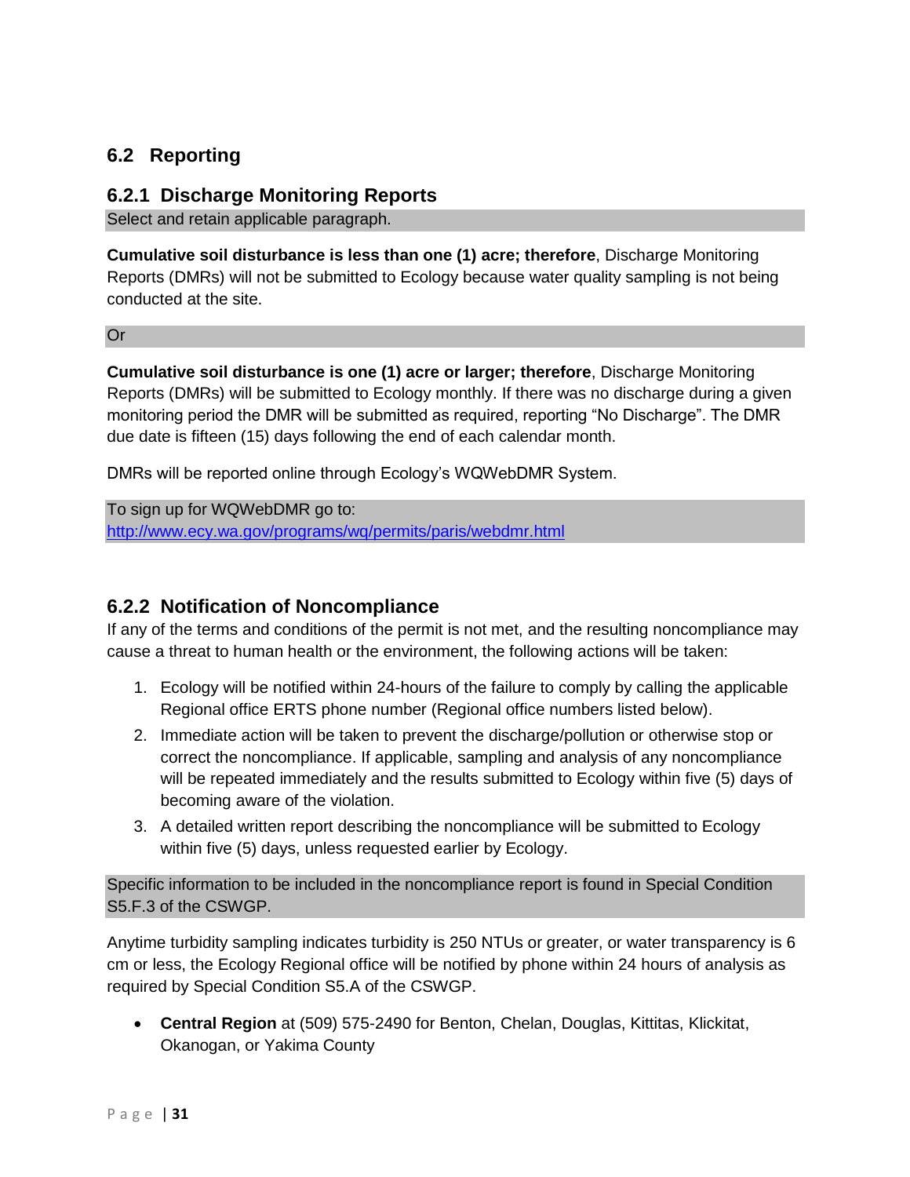## 6.2 Reporting

### 6.2.1 Discharge Monitoring Reports

Select and retain applicable paragraph.

**Cumulative soil disturbance is less than one (1) acre; therefore**, Discharge Monitoring Reports (DMRs) will not be submitted to Ecology because water quality sampling is not being conducted at the site.

Or

**Cumulative soil disturbance is one (1) acre or larger; therefore**, Discharge Monitoring Reports (DMRs) will be submitted to Ecology monthly. If there was no discharge during a given monitoring period the DMR will be submitted as required, reporting "No Discharge". The DMR due date is fifteen (15) days following the end of each calendar month.

DMRs will be reported online through Ecology's WQWebDMR System.

To sign up for WQWebDMR go to:
http://www.ecy.wa.gov/programs/wq/permits/paris/webdmr.html

### 6.2.2 Notification of Noncompliance

If any of the terms and conditions of the permit is not met, and the resulting noncompliance may cause a threat to human health or the environment, the following actions will be taken:

1. Ecology will be notified within 24-hours of the failure to comply by calling the applicable Regional office ERTS phone number (Regional office numbers listed below).
2. Immediate action will be taken to prevent the discharge/pollution or otherwise stop or correct the noncompliance. If applicable, sampling and analysis of any noncompliance will be repeated immediately and the results submitted to Ecology within five (5) days of becoming aware of the violation.
3. A detailed written report describing the noncompliance will be submitted to Ecology within five (5) days, unless requested earlier by Ecology.

Specific information to be included in the noncompliance report is found in Special Condition S5.F.3 of the CSWGP.

Anytime turbidity sampling indicates turbidity is 250 NTUs or greater, or water transparency is 6 cm or less, the Ecology Regional office will be notified by phone within 24 hours of analysis as required by Special Condition S5.A of the CSWGP.

- **Central Region** at (509) 575-2490 for Benton, Chelan, Douglas, Kittitas, Klickitat, Okanogan, or Yakima County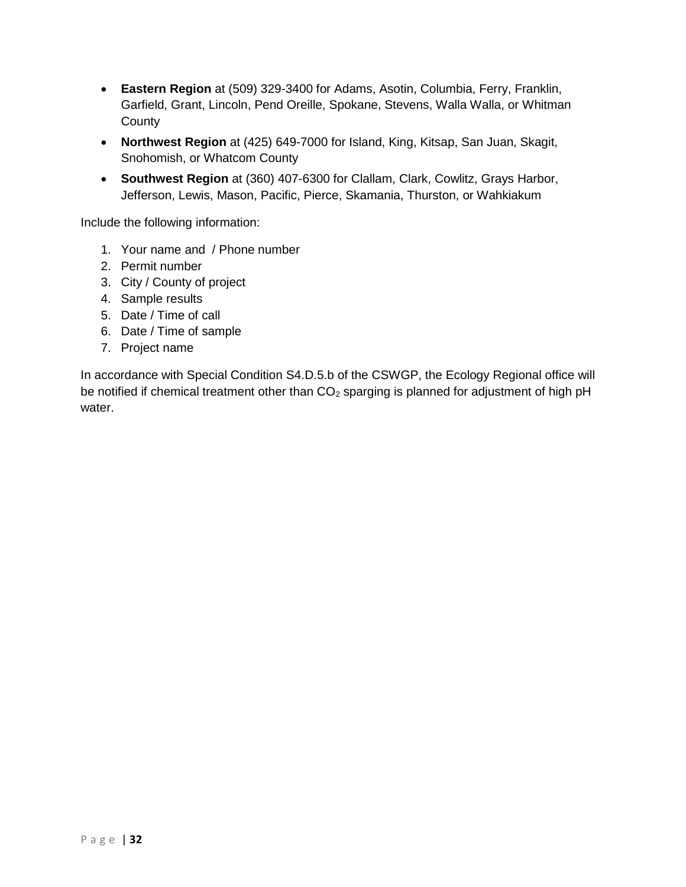- **Eastern Region** at (509) 329-3400 for Adams, Asotin, Columbia, Ferry, Franklin, Garfield, Grant, Lincoln, Pend Oreille, Spokane, Stevens, Walla Walla, or Whitman County
- **Northwest Region** at (425) 649-7000 for Island, King, Kitsap, San Juan, Skagit, Snohomish, or Whatcom County
- **Southwest Region** at (360) 407-6300 for Clallam, Clark, Cowlitz, Grays Harbor, Jefferson, Lewis, Mason, Pacific, Pierce, Skamania, Thurston, or Wahkiakum

Include the following information:

1. Your name and  / Phone number
2. Permit number
3. City / County of project
4. Sample results
5. Date / Time of call
6. Date / Time of sample
7. Project name

In accordance with Special Condition S4.D.5.b of the CSWGP, the Ecology Regional office will be notified if chemical treatment other than $CO_2$ sparging is planned for adjustment of high pH water.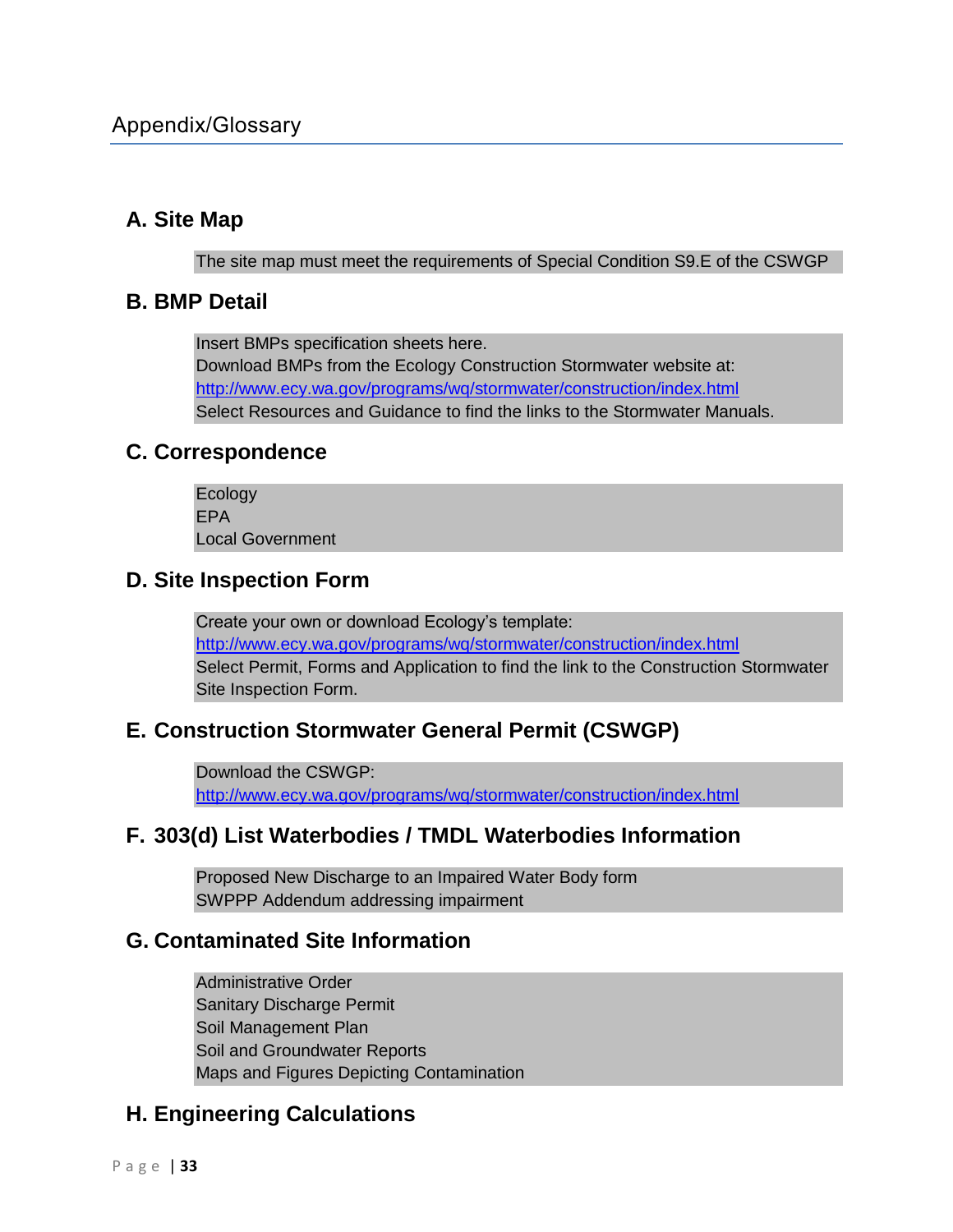# Appendix/Glossary

## A. Site Map

The site map must meet the requirements of Special Condition S9.E of the CSWGP

## B. BMP Detail

Insert BMPs specification sheets here.
Download BMPs from the Ecology Construction Stormwater website at:
http://www.ecy.wa.gov/programs/wq/stormwater/construction/index.html
Select Resources and Guidance to find the links to the Stormwater Manuals.

## C. Correspondence

Ecology
EPA
Local Government

## D. Site Inspection Form

Create your own or download Ecology's template:
http://www.ecy.wa.gov/programs/wq/stormwater/construction/index.html
Select Permit, Forms and Application to find the link to the Construction Stormwater Site Inspection Form.

## E. Construction Stormwater General Permit (CSWGP)

Download the CSWGP:
http://www.ecy.wa.gov/programs/wq/stormwater/construction/index.html

## F. 303(d) List Waterbodies / TMDL Waterbodies Information

Proposed New Discharge to an Impaired Water Body form
SWPPP Addendum addressing impairment

## G. Contaminated Site Information

Administrative Order
Sanitary Discharge Permit
Soil Management Plan
Soil and Groundwater Reports
Maps and Figures Depicting Contamination

## H. Engineering Calculations